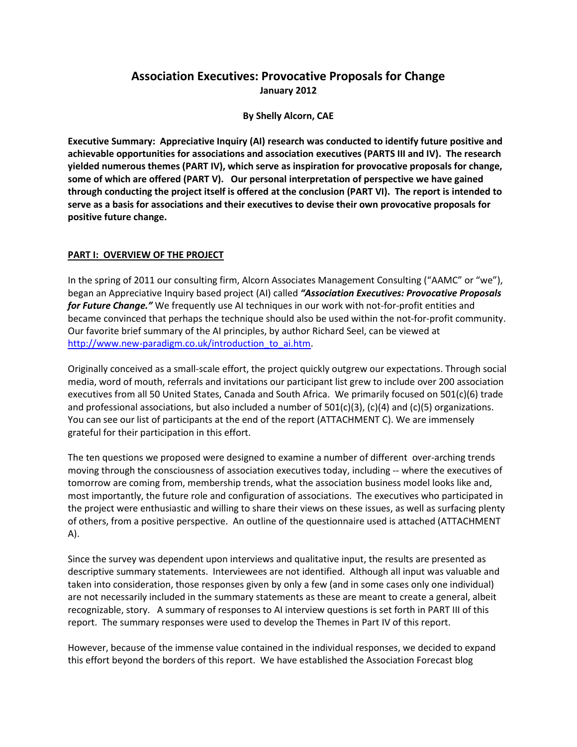# Association Executives: Provocative Proposals for Change

**January 2012**

**By Shelly Alcorn, CAE**

**Executive Summary: Appreciative Inquiry (AI) research was conducted to identify future positive and achievable opportunities for associations and association executives (PARTS III and IV). The research yielded numerous themes (PART IV), which serve as inspiration for provocative proposals for change, some of which are offered (PART V). Our personal interpretation of perspective we have gained through conducting the project itself is offered at the conclusion (PART VI). The report is intended to serve as a basis for associations and their executives to devise their own provocative proposals for positive future change.**

## PART I: OVERVIEW OF THE PROJECT

In the spring of 2011 our consulting firm, Alcorn Associates Management Consulting ("AAMC" or "we"), began an Appreciative Inquiry based project (AI) called ***"Association Executives: Provocative Proposals for Future Change."*** We frequently use AI techniques in our work with not-for-profit entities and became convinced that perhaps the technique should also be used within the not-for-profit community. Our favorite brief summary of the AI principles, by author Richard Seel, can be viewed at http://www.new-paradigm.co.uk/introduction_to_ai.htm.

Originally conceived as a small-scale effort, the project quickly outgrew our expectations. Through social media, word of mouth, referrals and invitations our participant list grew to include over 200 association executives from all 50 United States, Canada and South Africa. We primarily focused on 501(c)(6) trade and professional associations, but also included a number of 501(c)(3), (c)(4) and (c)(5) organizations. You can see our list of participants at the end of the report (ATTACHMENT C). We are immensely grateful for their participation in this effort.

The ten questions we proposed were designed to examine a number of different over-arching trends moving through the consciousness of association executives today, including -- where the executives of tomorrow are coming from, membership trends, what the association business model looks like and, most importantly, the future role and configuration of associations. The executives who participated in the project were enthusiastic and willing to share their views on these issues, as well as surfacing plenty of others, from a positive perspective. An outline of the questionnaire used is attached (ATTACHMENT A).

Since the survey was dependent upon interviews and qualitative input, the results are presented as descriptive summary statements. Interviewees are not identified. Although all input was valuable and taken into consideration, those responses given by only a few (and in some cases only one individual) are not necessarily included in the summary statements as these are meant to create a general, albeit recognizable, story. A summary of responses to AI interview questions is set forth in PART III of this report. The summary responses were used to develop the Themes in Part IV of this report.

However, because of the immense value contained in the individual responses, we decided to expand this effort beyond the borders of this report. We have established the Association Forecast blog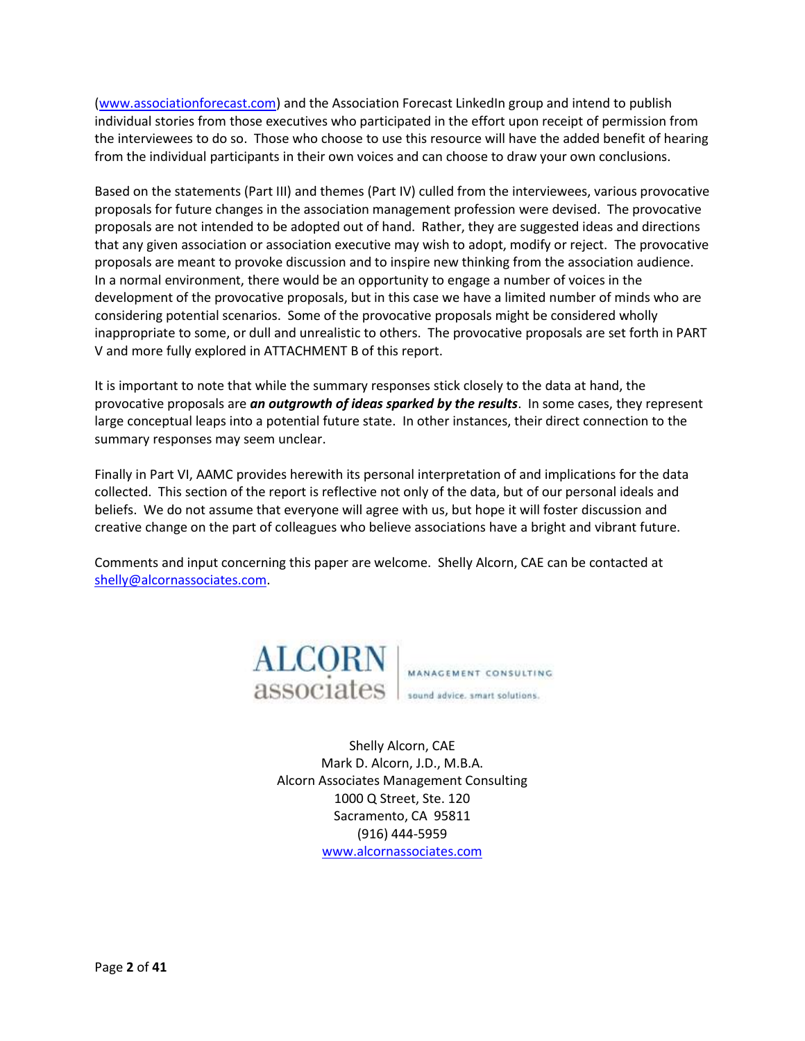(www.associationforecast.com) and the Association Forecast LinkedIn group and intend to publish individual stories from those executives who participated in the effort upon receipt of permission from the interviewees to do so. Those who choose to use this resource will have the added benefit of hearing from the individual participants in their own voices and can choose to draw your own conclusions.

Based on the statements (Part III) and themes (Part IV) culled from the interviewees, various provocative proposals for future changes in the association management profession were devised. The provocative proposals are not intended to be adopted out of hand. Rather, they are suggested ideas and directions that any given association or association executive may wish to adopt, modify or reject. The provocative proposals are meant to provoke discussion and to inspire new thinking from the association audience. In a normal environment, there would be an opportunity to engage a number of voices in the development of the provocative proposals, but in this case we have a limited number of minds who are considering potential scenarios. Some of the provocative proposals might be considered wholly inappropriate to some, or dull and unrealistic to others. The provocative proposals are set forth in PART V and more fully explored in ATTACHMENT B of this report.

It is important to note that while the summary responses stick closely to the data at hand, the provocative proposals are ***an outgrowth of ideas sparked by the results***. In some cases, they represent large conceptual leaps into a potential future state. In other instances, their direct connection to the summary responses may seem unclear.

Finally in Part VI, AAMC provides herewith its personal interpretation of and implications for the data collected. This section of the report is reflective not only of the data, but of our personal ideals and beliefs. We do not assume that everyone will agree with us, but hope it will foster discussion and creative change on the part of colleagues who believe associations have a bright and vibrant future.

Comments and input concerning this paper are welcome. Shelly Alcorn, CAE can be contacted at shelly@alcornassociates.com.

ALCORN associates | MANAGEMENT CONSULTING
sound advice. smart solutions.

Shelly Alcorn, CAE
Mark D. Alcorn, J.D., M.B.A.
Alcorn Associates Management Consulting
1000 Q Street, Ste. 120
Sacramento, CA 95811
(916) 444-5959
www.alcornassociates.com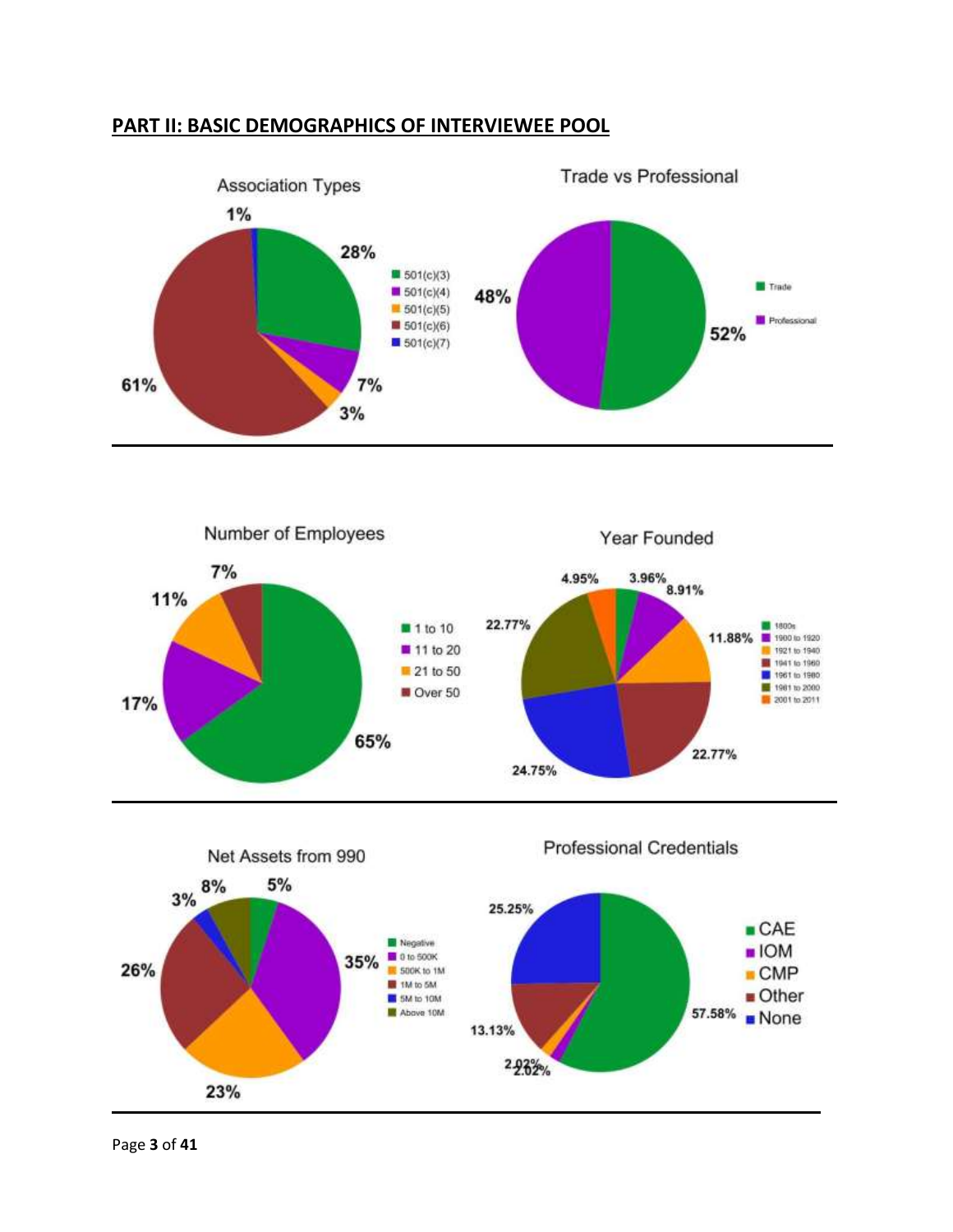## PART II: BASIC DEMOGRAPHICS OF INTERVIEWEE POOL

**Association Types**

| Type | Percentage |
|---|---|
| 501(c)(3) | 28% |
| 501(c)(4) | 7% |
| 501(c)(5) | 3% |
| 501(c)(6) | 61% |
| 501(c)(7) | 1% |

**Trade vs Professional**

| Type | Percentage |
|---|---|
| Trade | 52% |
| Professional | 48% |

**Number of Employees**

| Employees | Percentage |
|---|---|
| 1 to 10 | 65% |
| 11 to 20 | 17% |
| 21 to 50 | 11% |
| Over 50 | 7% |

**Year Founded**

| Year | Percentage |
|---|---|
| 1800s | 3.96% |
| 1900 to 1920 | 8.91% |
| 1921 to 1940 | 11.88% |
| 1941 to 1960 | 22.77% |
| 1961 to 1980 | 24.75% |
| 1981 to 2000 | 22.77% |
| 2001 to 2011 | 4.95% |

**Net Assets from 990**

| Net Assets | Percentage |
|---|---|
| Negative | 5% |
| 0 to 500K | 35% |
| 500K to 1M | 23% |
| 1M to 5M | 26% |
| 5M to 10M | 3% |
| Above 10M | 8% |

**Professional Credentials**

| Credential | Percentage |
|---|---|
| CAE | 57.58% |
| IOM | 2.02% |
| CMP | 2.02% |
| Other | 13.13% |
| None | 25.25% |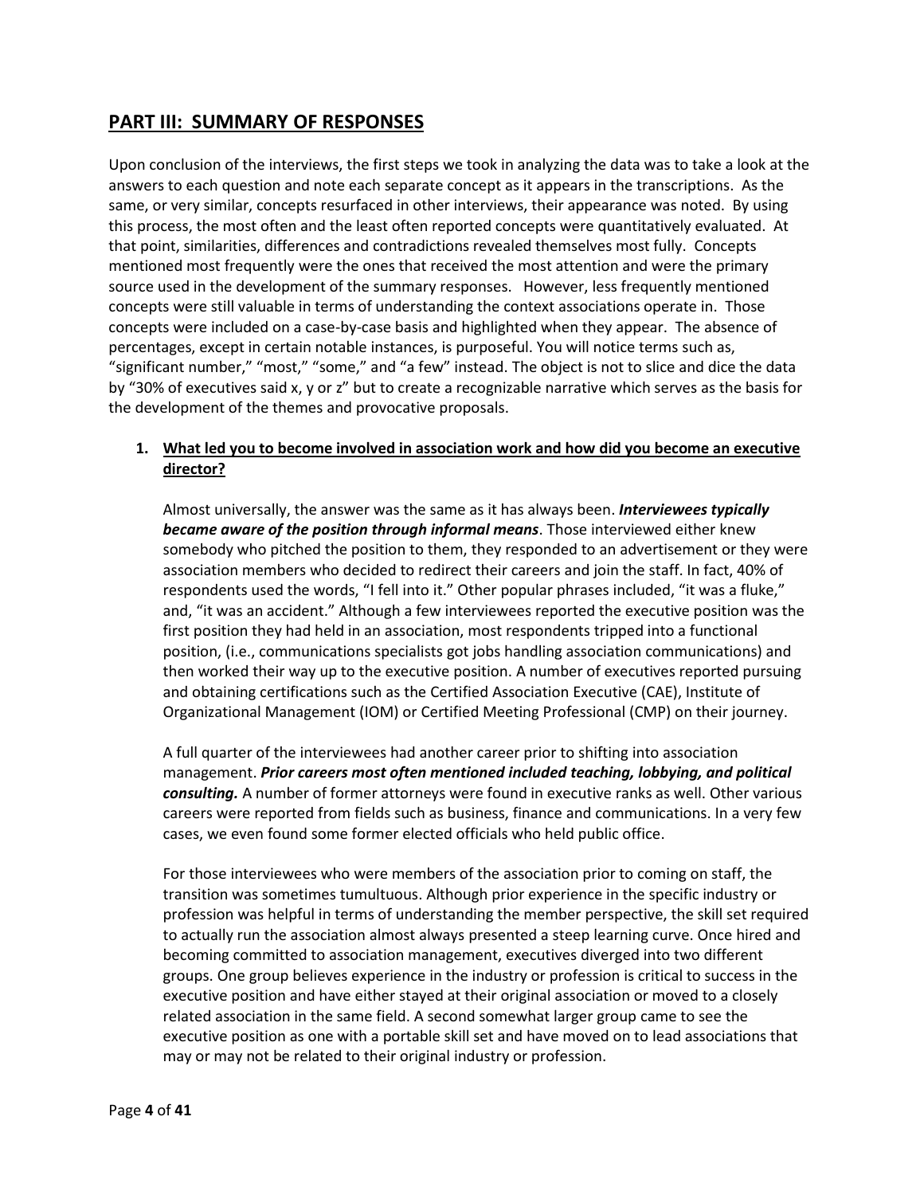## PART III: SUMMARY OF RESPONSES

Upon conclusion of the interviews, the first steps we took in analyzing the data was to take a look at the answers to each question and note each separate concept as it appears in the transcriptions. As the same, or very similar, concepts resurfaced in other interviews, their appearance was noted. By using this process, the most often and the least often reported concepts were quantitatively evaluated. At that point, similarities, differences and contradictions revealed themselves most fully. Concepts mentioned most frequently were the ones that received the most attention and were the primary source used in the development of the summary responses. However, less frequently mentioned concepts were still valuable in terms of understanding the context associations operate in. Those concepts were included on a case-by-case basis and highlighted when they appear. The absence of percentages, except in certain notable instances, is purposeful. You will notice terms such as, "significant number," "most," "some," and "a few" instead. The object is not to slice and dice the data by "30% of executives said x, y or z" but to create a recognizable narrative which serves as the basis for the development of the themes and provocative proposals.

1. **What led you to become involved in association work and how did you become an executive director?**

   Almost universally, the answer was the same as it has always been. ***Interviewees typically became aware of the position through informal means***. Those interviewed either knew somebody who pitched the position to them, they responded to an advertisement or they were association members who decided to redirect their careers and join the staff. In fact, 40% of respondents used the words, "I fell into it." Other popular phrases included, "it was a fluke," and, "it was an accident." Although a few interviewees reported the executive position was the first position they had held in an association, most respondents tripped into a functional position, (i.e., communications specialists got jobs handling association communications) and then worked their way up to the executive position. A number of executives reported pursuing and obtaining certifications such as the Certified Association Executive (CAE), Institute of Organizational Management (IOM) or Certified Meeting Professional (CMP) on their journey.

   A full quarter of the interviewees had another career prior to shifting into association management. ***Prior careers most often mentioned included teaching, lobbying, and political consulting.*** A number of former attorneys were found in executive ranks as well. Other various careers were reported from fields such as business, finance and communications. In a very few cases, we even found some former elected officials who held public office.

   For those interviewees who were members of the association prior to coming on staff, the transition was sometimes tumultuous. Although prior experience in the specific industry or profession was helpful in terms of understanding the member perspective, the skill set required to actually run the association almost always presented a steep learning curve. Once hired and becoming committed to association management, executives diverged into two different groups. One group believes experience in the industry or profession is critical to success in the executive position and have either stayed at their original association or moved to a closely related association in the same field. A second somewhat larger group came to see the executive position as one with a portable skill set and have moved on to lead associations that may or may not be related to their original industry or profession.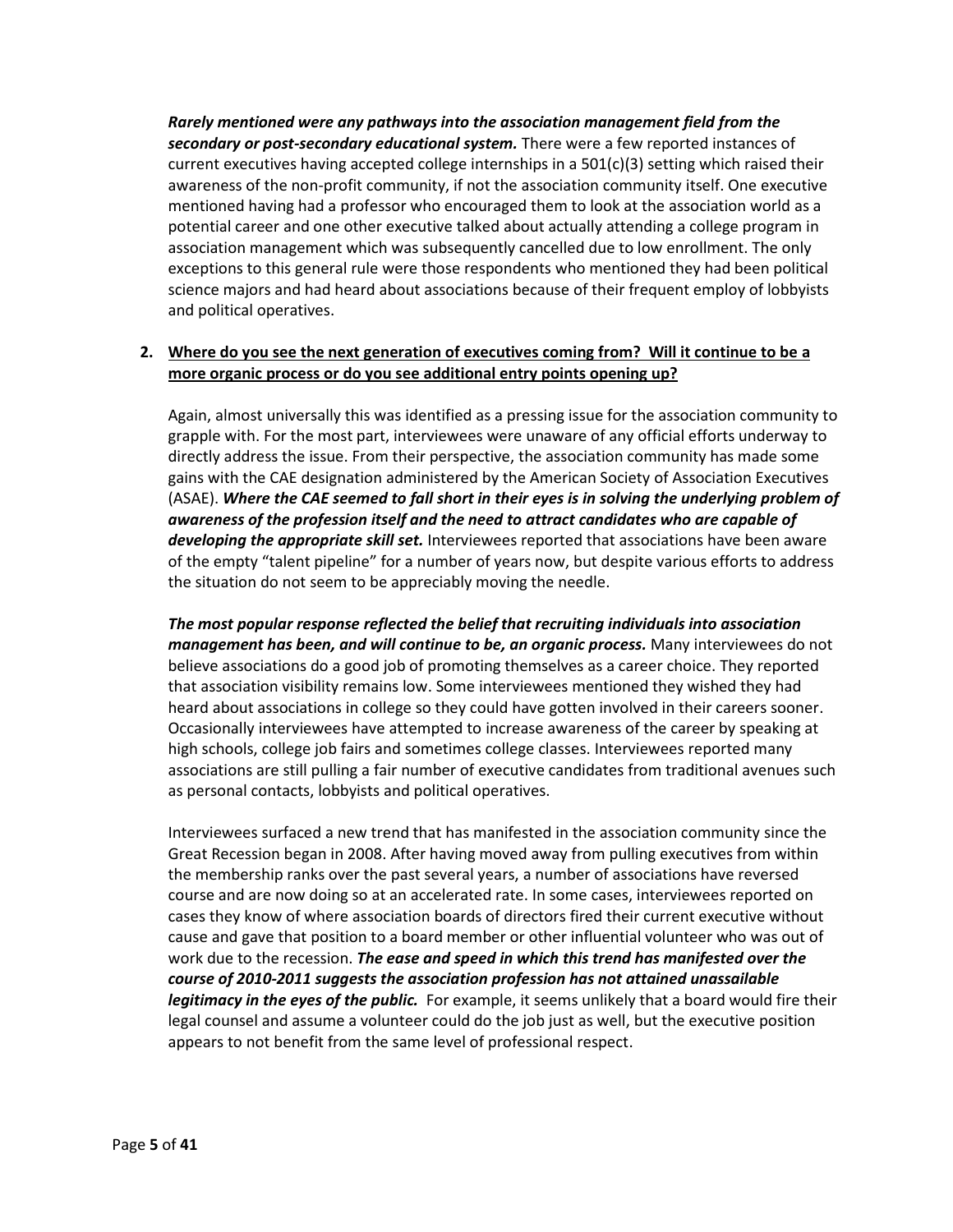***Rarely mentioned were any pathways into the association management field from the secondary or post-secondary educational system.*** There were a few reported instances of current executives having accepted college internships in a 501(c)(3) setting which raised their awareness of the non-profit community, if not the association community itself. One executive mentioned having had a professor who encouraged them to look at the association world as a potential career and one other executive talked about actually attending a college program in association management which was subsequently cancelled due to low enrollment. The only exceptions to this general rule were those respondents who mentioned they had been political science majors and had heard about associations because of their frequent employ of lobbyists and political operatives.

2. **<u>Where do you see the next generation of executives coming from? Will it continue to be a more organic process or do you see additional entry points opening up?</u>**

Again, almost universally this was identified as a pressing issue for the association community to grapple with. For the most part, interviewees were unaware of any official efforts underway to directly address the issue. From their perspective, the association community has made some gains with the CAE designation administered by the American Society of Association Executives (ASAE). ***Where the CAE seemed to fall short in their eyes is in solving the underlying problem of awareness of the profession itself and the need to attract candidates who are capable of developing the appropriate skill set.*** Interviewees reported that associations have been aware of the empty "talent pipeline" for a number of years now, but despite various efforts to address the situation do not seem to be appreciably moving the needle.

***The most popular response reflected the belief that recruiting individuals into association management has been, and will continue to be, an organic process.*** Many interviewees do not believe associations do a good job of promoting themselves as a career choice. They reported that association visibility remains low. Some interviewees mentioned they wished they had heard about associations in college so they could have gotten involved in their careers sooner. Occasionally interviewees have attempted to increase awareness of the career by speaking at high schools, college job fairs and sometimes college classes. Interviewees reported many associations are still pulling a fair number of executive candidates from traditional avenues such as personal contacts, lobbyists and political operatives.

Interviewees surfaced a new trend that has manifested in the association community since the Great Recession began in 2008. After having moved away from pulling executives from within the membership ranks over the past several years, a number of associations have reversed course and are now doing so at an accelerated rate. In some cases, interviewees reported on cases they know of where association boards of directors fired their current executive without cause and gave that position to a board member or other influential volunteer who was out of work due to the recession. ***The ease and speed in which this trend has manifested over the course of 2010-2011 suggests the association profession has not attained unassailable legitimacy in the eyes of the public.*** For example, it seems unlikely that a board would fire their legal counsel and assume a volunteer could do the job just as well, but the executive position appears to not benefit from the same level of professional respect.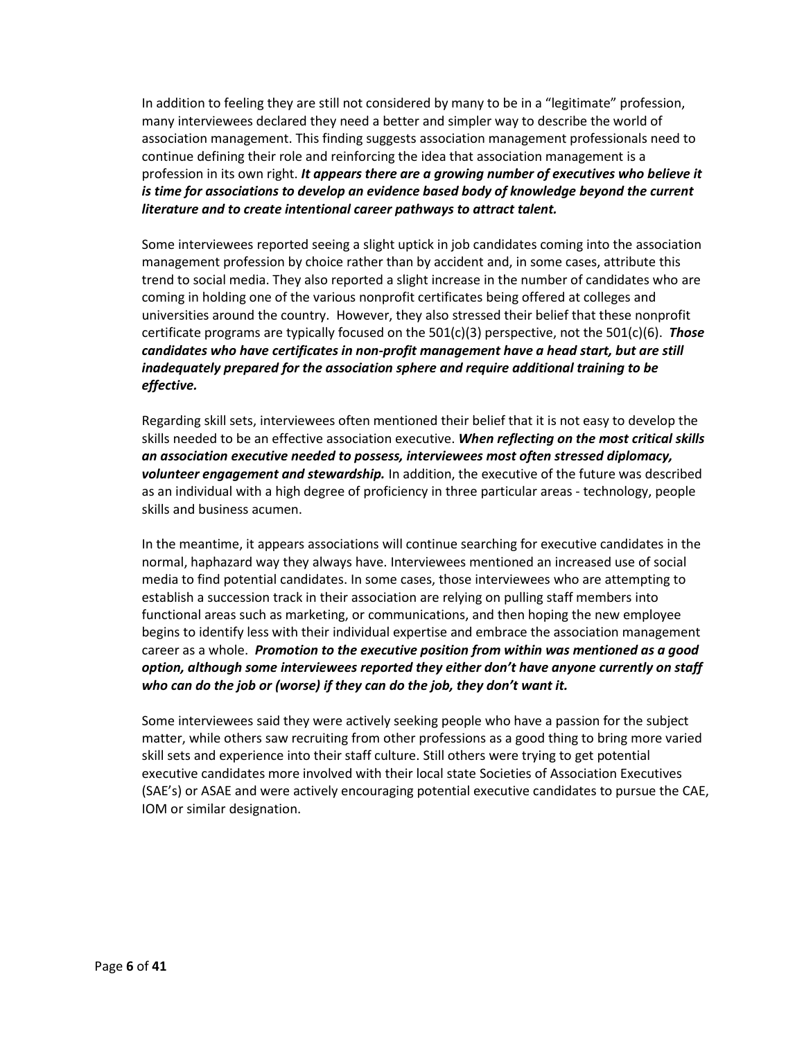In addition to feeling they are still not considered by many to be in a "legitimate" profession, many interviewees declared they need a better and simpler way to describe the world of association management. This finding suggests association management professionals need to continue defining their role and reinforcing the idea that association management is a profession in its own right. ***It appears there are a growing number of executives who believe it is time for associations to develop an evidence based body of knowledge beyond the current literature and to create intentional career pathways to attract talent.***

Some interviewees reported seeing a slight uptick in job candidates coming into the association management profession by choice rather than by accident and, in some cases, attribute this trend to social media. They also reported a slight increase in the number of candidates who are coming in holding one of the various nonprofit certificates being offered at colleges and universities around the country. However, they also stressed their belief that these nonprofit certificate programs are typically focused on the 501(c)(3) perspective, not the 501(c)(6). ***Those candidates who have certificates in non-profit management have a head start, but are still inadequately prepared for the association sphere and require additional training to be effective.***

Regarding skill sets, interviewees often mentioned their belief that it is not easy to develop the skills needed to be an effective association executive. ***When reflecting on the most critical skills an association executive needed to possess, interviewees most often stressed diplomacy, volunteer engagement and stewardship.*** In addition, the executive of the future was described as an individual with a high degree of proficiency in three particular areas - technology, people skills and business acumen.

In the meantime, it appears associations will continue searching for executive candidates in the normal, haphazard way they always have. Interviewees mentioned an increased use of social media to find potential candidates. In some cases, those interviewees who are attempting to establish a succession track in their association are relying on pulling staff members into functional areas such as marketing, or communications, and then hoping the new employee begins to identify less with their individual expertise and embrace the association management career as a whole. ***Promotion to the executive position from within was mentioned as a good option, although some interviewees reported they either don't have anyone currently on staff who can do the job or (worse) if they can do the job, they don't want it.***

Some interviewees said they were actively seeking people who have a passion for the subject matter, while others saw recruiting from other professions as a good thing to bring more varied skill sets and experience into their staff culture. Still others were trying to get potential executive candidates more involved with their local state Societies of Association Executives (SAE's) or ASAE and were actively encouraging potential executive candidates to pursue the CAE, IOM or similar designation.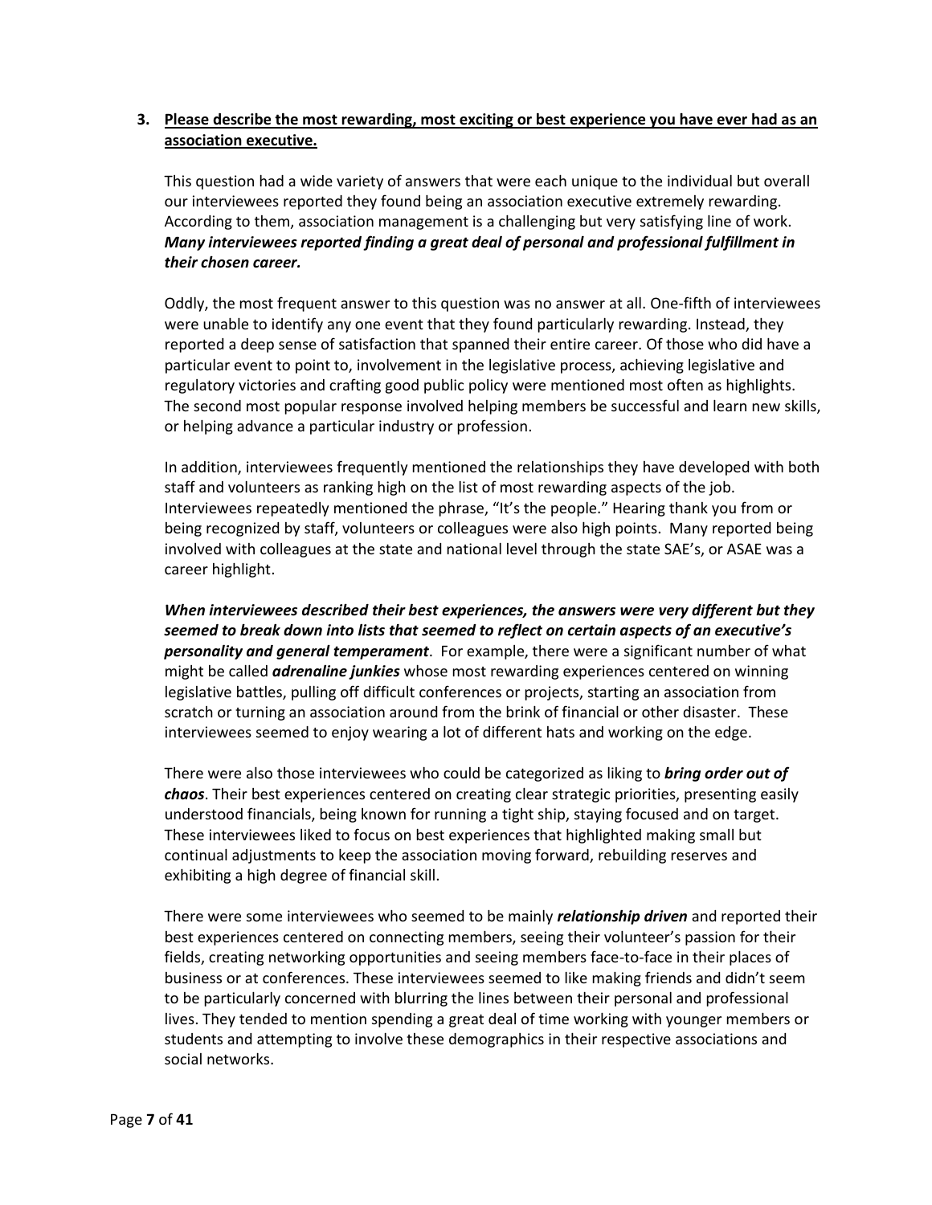3. **Please describe the most rewarding, most exciting or best experience you have ever had as an association executive.**

This question had a wide variety of answers that were each unique to the individual but overall our interviewees reported they found being an association executive extremely rewarding. According to them, association management is a challenging but very satisfying line of work. ***Many interviewees reported finding a great deal of personal and professional fulfillment in their chosen career.***

Oddly, the most frequent answer to this question was no answer at all. One-fifth of interviewees were unable to identify any one event that they found particularly rewarding. Instead, they reported a deep sense of satisfaction that spanned their entire career. Of those who did have a particular event to point to, involvement in the legislative process, achieving legislative and regulatory victories and crafting good public policy were mentioned most often as highlights. The second most popular response involved helping members be successful and learn new skills, or helping advance a particular industry or profession.

In addition, interviewees frequently mentioned the relationships they have developed with both staff and volunteers as ranking high on the list of most rewarding aspects of the job. Interviewees repeatedly mentioned the phrase, "It's the people." Hearing thank you from or being recognized by staff, volunteers or colleagues were also high points. Many reported being involved with colleagues at the state and national level through the state SAE's, or ASAE was a career highlight.

***When interviewees described their best experiences, the answers were very different but they seemed to break down into lists that seemed to reflect on certain aspects of an executive's personality and general temperament***. For example, there were a significant number of what might be called ***adrenaline junkies*** whose most rewarding experiences centered on winning legislative battles, pulling off difficult conferences or projects, starting an association from scratch or turning an association around from the brink of financial or other disaster. These interviewees seemed to enjoy wearing a lot of different hats and working on the edge.

There were also those interviewees who could be categorized as liking to ***bring order out of chaos***. Their best experiences centered on creating clear strategic priorities, presenting easily understood financials, being known for running a tight ship, staying focused and on target. These interviewees liked to focus on best experiences that highlighted making small but continual adjustments to keep the association moving forward, rebuilding reserves and exhibiting a high degree of financial skill.

There were some interviewees who seemed to be mainly ***relationship driven*** and reported their best experiences centered on connecting members, seeing their volunteer's passion for their fields, creating networking opportunities and seeing members face-to-face in their places of business or at conferences. These interviewees seemed to like making friends and didn't seem to be particularly concerned with blurring the lines between their personal and professional lives. They tended to mention spending a great deal of time working with younger members or students and attempting to involve these demographics in their respective associations and social networks.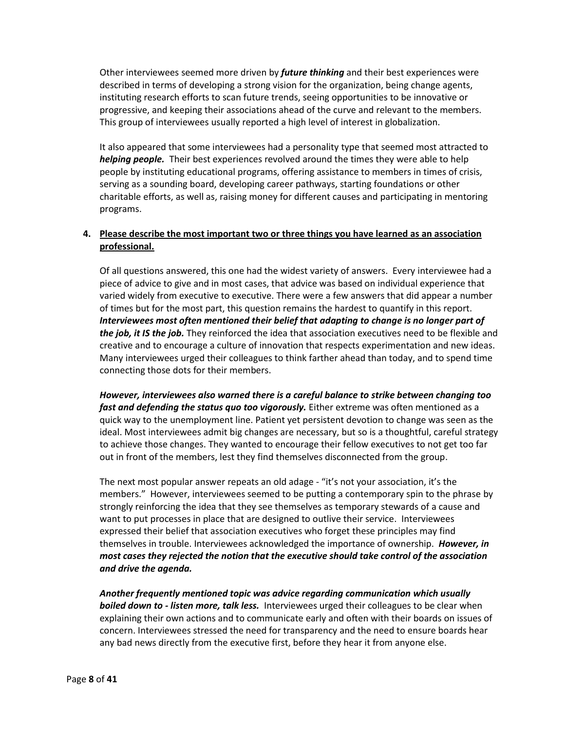Other interviewees seemed more driven by ***future thinking*** and their best experiences were described in terms of developing a strong vision for the organization, being change agents, instituting research efforts to scan future trends, seeing opportunities to be innovative or progressive, and keeping their associations ahead of the curve and relevant to the members. This group of interviewees usually reported a high level of interest in globalization.

It also appeared that some interviewees had a personality type that seemed most attracted to ***helping people.*** Their best experiences revolved around the times they were able to help people by instituting educational programs, offering assistance to members in times of crisis, serving as a sounding board, developing career pathways, starting foundations or other charitable efforts, as well as, raising money for different causes and participating in mentoring programs.

4. **<u>Please describe the most important two or three things you have learned as an association professional.</u>**

Of all questions answered, this one had the widest variety of answers. Every interviewee had a piece of advice to give and in most cases, that advice was based on individual experience that varied widely from executive to executive. There were a few answers that did appear a number of times but for the most part, this question remains the hardest to quantify in this report. ***Interviewees most often mentioned their belief that adapting to change is no longer part of the job, it IS the job.*** They reinforced the idea that association executives need to be flexible and creative and to encourage a culture of innovation that respects experimentation and new ideas. Many interviewees urged their colleagues to think farther ahead than today, and to spend time connecting those dots for their members.

***However, interviewees also warned there is a careful balance to strike between changing too fast and defending the status quo too vigorously.*** Either extreme was often mentioned as a quick way to the unemployment line. Patient yet persistent devotion to change was seen as the ideal. Most interviewees admit big changes are necessary, but so is a thoughtful, careful strategy to achieve those changes. They wanted to encourage their fellow executives to not get too far out in front of the members, lest they find themselves disconnected from the group.

The next most popular answer repeats an old adage - "it's not your association, it's the members." However, interviewees seemed to be putting a contemporary spin to the phrase by strongly reinforcing the idea that they see themselves as temporary stewards of a cause and want to put processes in place that are designed to outlive their service. Interviewees expressed their belief that association executives who forget these principles may find themselves in trouble. Interviewees acknowledged the importance of ownership. ***However, in most cases they rejected the notion that the executive should take control of the association and drive the agenda.***

***Another frequently mentioned topic was advice regarding communication which usually boiled down to - listen more, talk less.*** Interviewees urged their colleagues to be clear when explaining their own actions and to communicate early and often with their boards on issues of concern. Interviewees stressed the need for transparency and the need to ensure boards hear any bad news directly from the executive first, before they hear it from anyone else.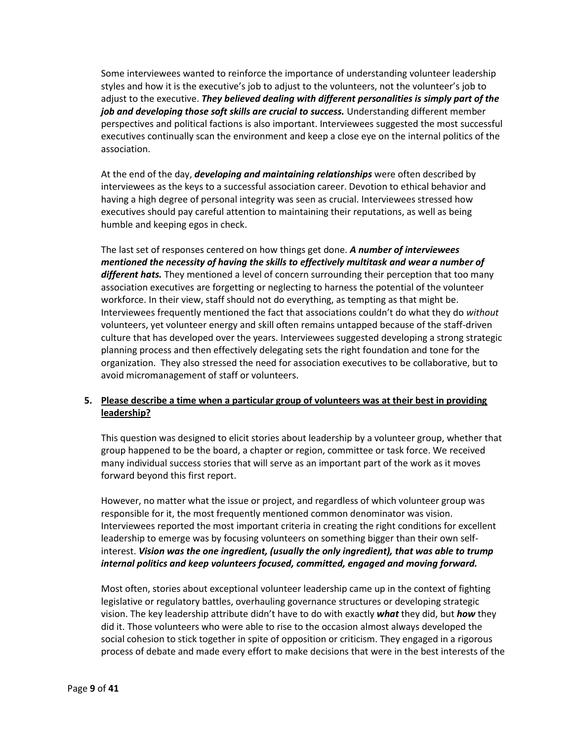Some interviewees wanted to reinforce the importance of understanding volunteer leadership styles and how it is the executive's job to adjust to the volunteers, not the volunteer's job to adjust to the executive. ***They believed dealing with different personalities is simply part of the job and developing those soft skills are crucial to success.*** Understanding different member perspectives and political factions is also important. Interviewees suggested the most successful executives continually scan the environment and keep a close eye on the internal politics of the association.

At the end of the day, ***developing and maintaining relationships*** were often described by interviewees as the keys to a successful association career. Devotion to ethical behavior and having a high degree of personal integrity was seen as crucial. Interviewees stressed how executives should pay careful attention to maintaining their reputations, as well as being humble and keeping egos in check.

The last set of responses centered on how things get done. ***A number of interviewees mentioned the necessity of having the skills to effectively multitask and wear a number of different hats.*** They mentioned a level of concern surrounding their perception that too many association executives are forgetting or neglecting to harness the potential of the volunteer workforce. In their view, staff should not do everything, as tempting as that might be. Interviewees frequently mentioned the fact that associations couldn't do what they do *without* volunteers, yet volunteer energy and skill often remains untapped because of the staff-driven culture that has developed over the years. Interviewees suggested developing a strong strategic planning process and then effectively delegating sets the right foundation and tone for the organization. They also stressed the need for association executives to be collaborative, but to avoid micromanagement of staff or volunteers.

5. **Please describe a time when a particular group of volunteers was at their best in providing leadership?**

This question was designed to elicit stories about leadership by a volunteer group, whether that group happened to be the board, a chapter or region, committee or task force. We received many individual success stories that will serve as an important part of the work as it moves forward beyond this first report.

However, no matter what the issue or project, and regardless of which volunteer group was responsible for it, the most frequently mentioned common denominator was vision. Interviewees reported the most important criteria in creating the right conditions for excellent leadership to emerge was by focusing volunteers on something bigger than their own self-interest. ***Vision was the one ingredient, (usually the only ingredient), that was able to trump internal politics and keep volunteers focused, committed, engaged and moving forward.***

Most often, stories about exceptional volunteer leadership came up in the context of fighting legislative or regulatory battles, overhauling governance structures or developing strategic vision. The key leadership attribute didn't have to do with exactly ***what*** they did, but ***how*** they did it. Those volunteers who were able to rise to the occasion almost always developed the social cohesion to stick together in spite of opposition or criticism. They engaged in a rigorous process of debate and made every effort to make decisions that were in the best interests of the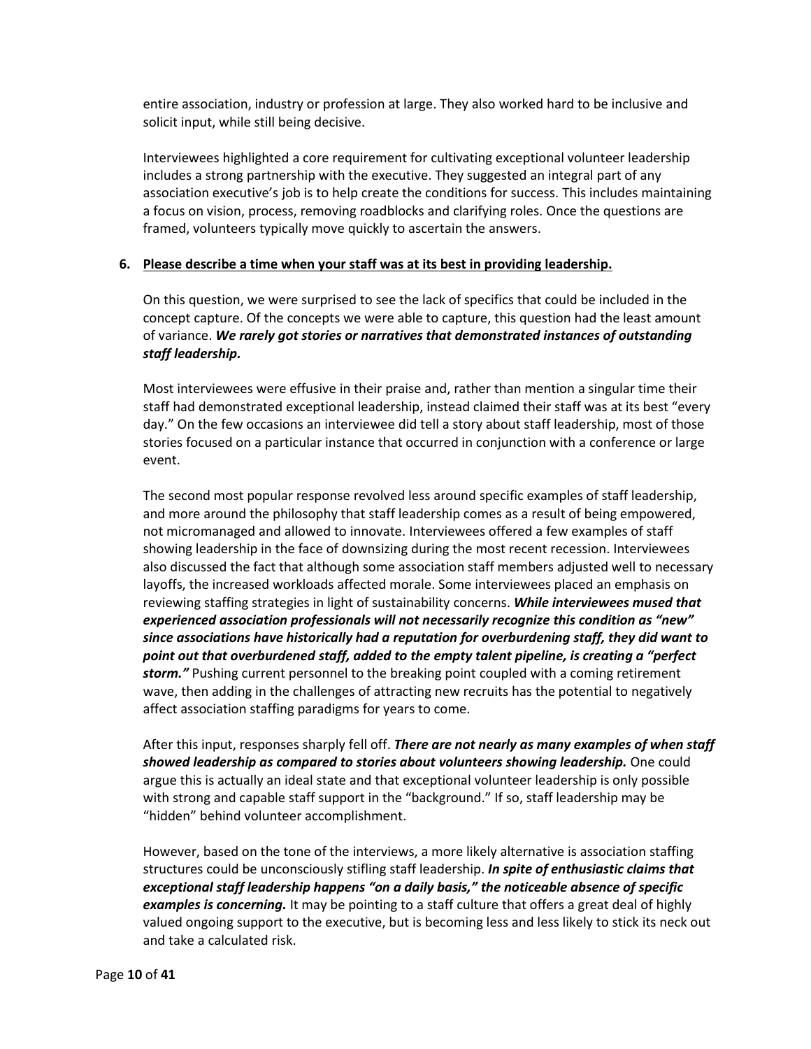entire association, industry or profession at large. They also worked hard to be inclusive and solicit input, while still being decisive.

Interviewees highlighted a core requirement for cultivating exceptional volunteer leadership includes a strong partnership with the executive. They suggested an integral part of any association executive's job is to help create the conditions for success. This includes maintaining a focus on vision, process, removing roadblocks and clarifying roles. Once the questions are framed, volunteers typically move quickly to ascertain the answers.

**6. <u>Please describe a time when your staff was at its best in providing leadership.</u>**

On this question, we were surprised to see the lack of specifics that could be included in the concept capture. Of the concepts we were able to capture, this question had the least amount of variance. ***We rarely got stories or narratives that demonstrated instances of outstanding staff leadership.***

Most interviewees were effusive in their praise and, rather than mention a singular time their staff had demonstrated exceptional leadership, instead claimed their staff was at its best "every day." On the few occasions an interviewee did tell a story about staff leadership, most of those stories focused on a particular instance that occurred in conjunction with a conference or large event.

The second most popular response revolved less around specific examples of staff leadership, and more around the philosophy that staff leadership comes as a result of being empowered, not micromanaged and allowed to innovate. Interviewees offered a few examples of staff showing leadership in the face of downsizing during the most recent recession. Interviewees also discussed the fact that although some association staff members adjusted well to necessary layoffs, the increased workloads affected morale. Some interviewees placed an emphasis on reviewing staffing strategies in light of sustainability concerns. ***While interviewees mused that experienced association professionals will not necessarily recognize this condition as "new" since associations have historically had a reputation for overburdening staff, they did want to point out that overburdened staff, added to the empty talent pipeline, is creating a "perfect storm."*** Pushing current personnel to the breaking point coupled with a coming retirement wave, then adding in the challenges of attracting new recruits has the potential to negatively affect association staffing paradigms for years to come.

After this input, responses sharply fell off. ***There are not nearly as many examples of when staff showed leadership as compared to stories about volunteers showing leadership.*** One could argue this is actually an ideal state and that exceptional volunteer leadership is only possible with strong and capable staff support in the "background." If so, staff leadership may be "hidden" behind volunteer accomplishment.

However, based on the tone of the interviews, a more likely alternative is association staffing structures could be unconsciously stifling staff leadership. ***In spite of enthusiastic claims that exceptional staff leadership happens "on a daily basis," the noticeable absence of specific examples is concerning.*** It may be pointing to a staff culture that offers a great deal of highly valued ongoing support to the executive, but is becoming less and less likely to stick its neck out and take a calculated risk.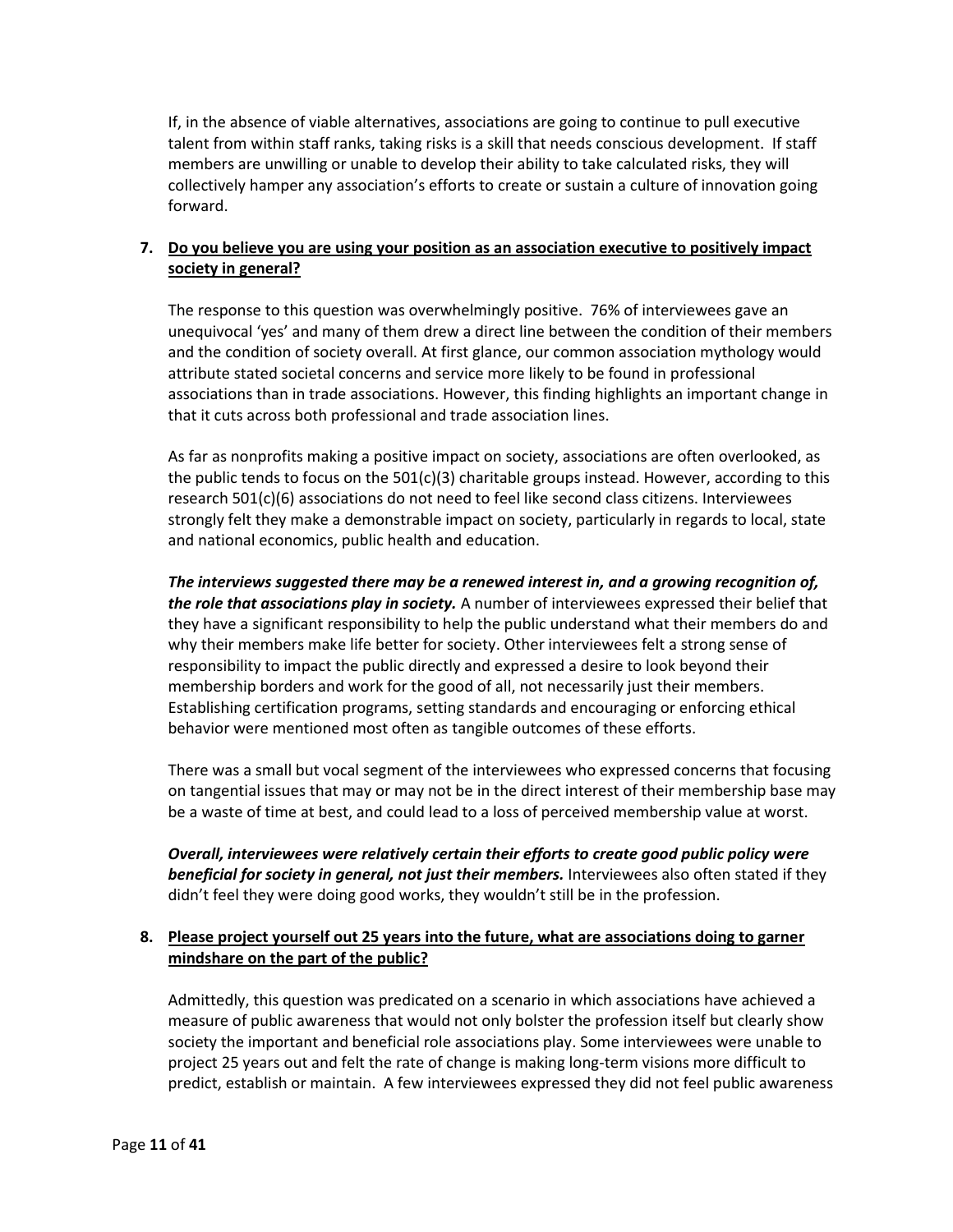If, in the absence of viable alternatives, associations are going to continue to pull executive talent from within staff ranks, taking risks is a skill that needs conscious development. If staff members are unwilling or unable to develop their ability to take calculated risks, they will collectively hamper any association's efforts to create or sustain a culture of innovation going forward.

7. **Do you believe you are using your position as an association executive to positively impact society in general?**

The response to this question was overwhelmingly positive. 76% of interviewees gave an unequivocal 'yes' and many of them drew a direct line between the condition of their members and the condition of society overall. At first glance, our common association mythology would attribute stated societal concerns and service more likely to be found in professional associations than in trade associations. However, this finding highlights an important change in that it cuts across both professional and trade association lines.

As far as nonprofits making a positive impact on society, associations are often overlooked, as the public tends to focus on the 501(c)(3) charitable groups instead. However, according to this research 501(c)(6) associations do not need to feel like second class citizens. Interviewees strongly felt they make a demonstrable impact on society, particularly in regards to local, state and national economics, public health and education.

***The interviews suggested there may be a renewed interest in, and a growing recognition of, the role that associations play in society.*** A number of interviewees expressed their belief that they have a significant responsibility to help the public understand what their members do and why their members make life better for society. Other interviewees felt a strong sense of responsibility to impact the public directly and expressed a desire to look beyond their membership borders and work for the good of all, not necessarily just their members. Establishing certification programs, setting standards and encouraging or enforcing ethical behavior were mentioned most often as tangible outcomes of these efforts.

There was a small but vocal segment of the interviewees who expressed concerns that focusing on tangential issues that may or may not be in the direct interest of their membership base may be a waste of time at best, and could lead to a loss of perceived membership value at worst.

***Overall, interviewees were relatively certain their efforts to create good public policy were beneficial for society in general, not just their members.*** Interviewees also often stated if they didn't feel they were doing good works, they wouldn't still be in the profession.

8. **Please project yourself out 25 years into the future, what are associations doing to garner mindshare on the part of the public?**

Admittedly, this question was predicated on a scenario in which associations have achieved a measure of public awareness that would not only bolster the profession itself but clearly show society the important and beneficial role associations play. Some interviewees were unable to project 25 years out and felt the rate of change is making long-term visions more difficult to predict, establish or maintain. A few interviewees expressed they did not feel public awareness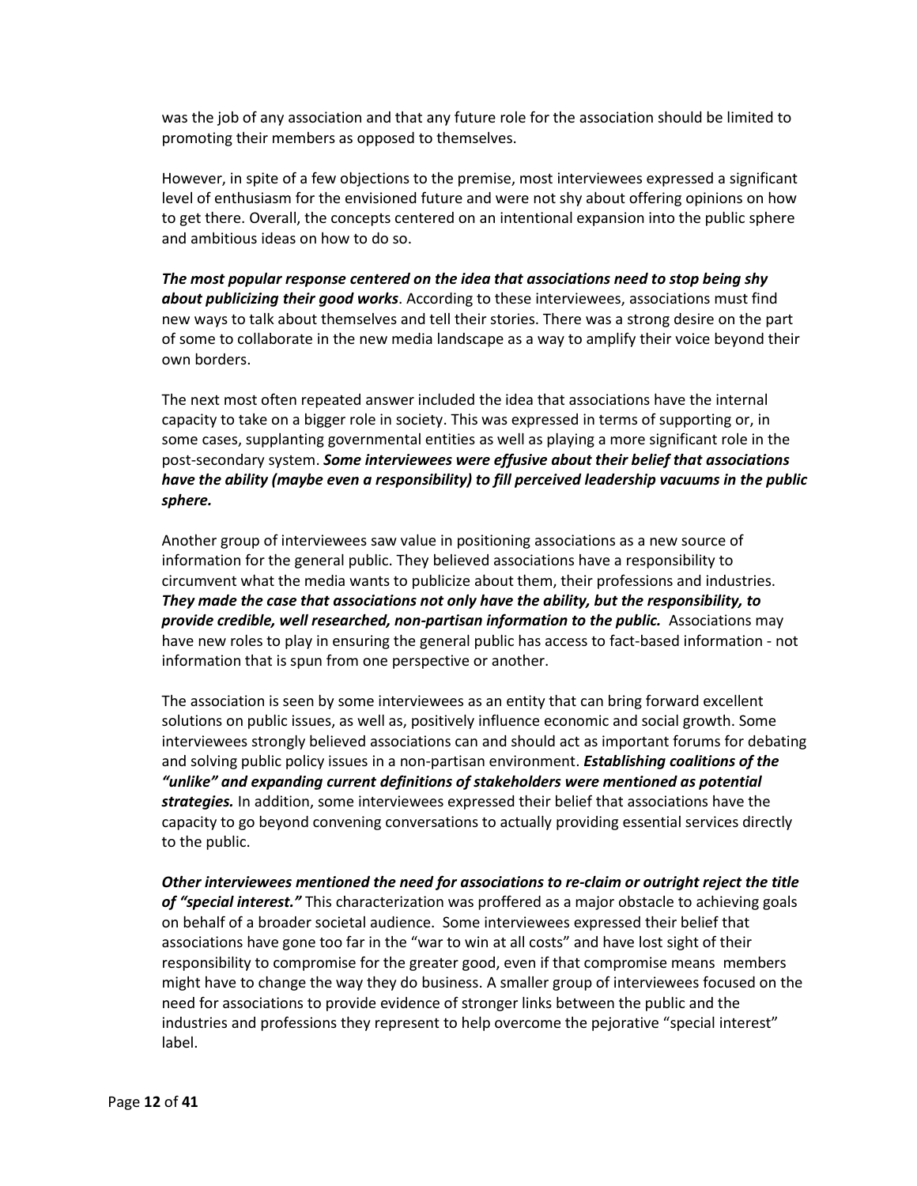was the job of any association and that any future role for the association should be limited to promoting their members as opposed to themselves.

However, in spite of a few objections to the premise, most interviewees expressed a significant level of enthusiasm for the envisioned future and were not shy about offering opinions on how to get there. Overall, the concepts centered on an intentional expansion into the public sphere and ambitious ideas on how to do so.

***The most popular response centered on the idea that associations need to stop being shy about publicizing their good works***. According to these interviewees, associations must find new ways to talk about themselves and tell their stories. There was a strong desire on the part of some to collaborate in the new media landscape as a way to amplify their voice beyond their own borders.

The next most often repeated answer included the idea that associations have the internal capacity to take on a bigger role in society. This was expressed in terms of supporting or, in some cases, supplanting governmental entities as well as playing a more significant role in the post-secondary system. ***Some interviewees were effusive about their belief that associations have the ability (maybe even a responsibility) to fill perceived leadership vacuums in the public sphere.***

Another group of interviewees saw value in positioning associations as a new source of information for the general public. They believed associations have a responsibility to circumvent what the media wants to publicize about them, their professions and industries. ***They made the case that associations not only have the ability, but the responsibility, to provide credible, well researched, non-partisan information to the public.*** Associations may have new roles to play in ensuring the general public has access to fact-based information - not information that is spun from one perspective or another.

The association is seen by some interviewees as an entity that can bring forward excellent solutions on public issues, as well as, positively influence economic and social growth. Some interviewees strongly believed associations can and should act as important forums for debating and solving public policy issues in a non-partisan environment. ***Establishing coalitions of the "unlike" and expanding current definitions of stakeholders were mentioned as potential strategies.*** In addition, some interviewees expressed their belief that associations have the capacity to go beyond convening conversations to actually providing essential services directly to the public.

***Other interviewees mentioned the need for associations to re-claim or outright reject the title of "special interest."*** This characterization was proffered as a major obstacle to achieving goals on behalf of a broader societal audience. Some interviewees expressed their belief that associations have gone too far in the "war to win at all costs" and have lost sight of their responsibility to compromise for the greater good, even if that compromise means members might have to change the way they do business. A smaller group of interviewees focused on the need for associations to provide evidence of stronger links between the public and the industries and professions they represent to help overcome the pejorative "special interest" label.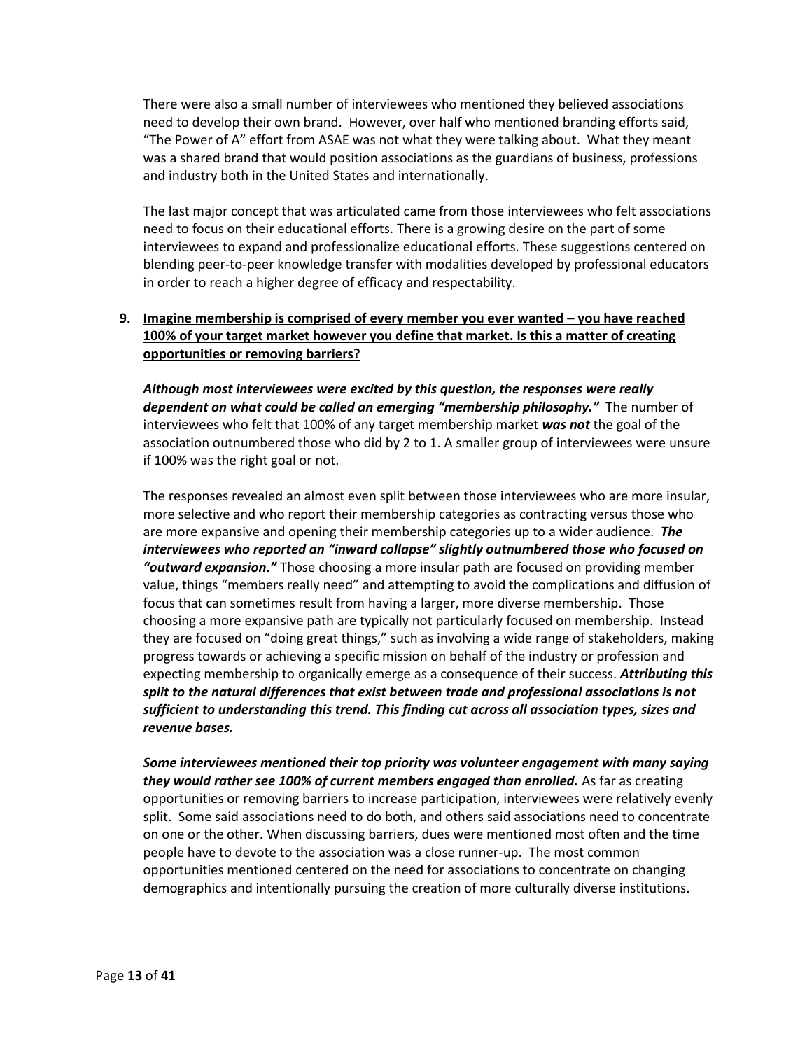There were also a small number of interviewees who mentioned they believed associations need to develop their own brand. However, over half who mentioned branding efforts said, "The Power of A" effort from ASAE was not what they were talking about. What they meant was a shared brand that would position associations as the guardians of business, professions and industry both in the United States and internationally.

The last major concept that was articulated came from those interviewees who felt associations need to focus on their educational efforts. There is a growing desire on the part of some interviewees to expand and professionalize educational efforts. These suggestions centered on blending peer-to-peer knowledge transfer with modalities developed by professional educators in order to reach a higher degree of efficacy and respectability.

**9. <u>Imagine membership is comprised of every member you ever wanted – you have reached 100% of your target market however you define that market. Is this a matter of creating opportunities or removing barriers?</u>**

***Although most interviewees were excited by this question, the responses were really dependent on what could be called an emerging "membership philosophy."*** The number of interviewees who felt that 100% of any target membership market ***was not*** the goal of the association outnumbered those who did by 2 to 1. A smaller group of interviewees were unsure if 100% was the right goal or not.

The responses revealed an almost even split between those interviewees who are more insular, more selective and who report their membership categories as contracting versus those who are more expansive and opening their membership categories up to a wider audience. ***The interviewees who reported an "inward collapse" slightly outnumbered those who focused on "outward expansion."*** Those choosing a more insular path are focused on providing member value, things "members really need" and attempting to avoid the complications and diffusion of focus that can sometimes result from having a larger, more diverse membership. Those choosing a more expansive path are typically not particularly focused on membership. Instead they are focused on "doing great things," such as involving a wide range of stakeholders, making progress towards or achieving a specific mission on behalf of the industry or profession and expecting membership to organically emerge as a consequence of their success. ***Attributing this split to the natural differences that exist between trade and professional associations is not sufficient to understanding this trend. This finding cut across all association types, sizes and revenue bases.***

***Some interviewees mentioned their top priority was volunteer engagement with many saying they would rather see 100% of current members engaged than enrolled.*** As far as creating opportunities or removing barriers to increase participation, interviewees were relatively evenly split. Some said associations need to do both, and others said associations need to concentrate on one or the other. When discussing barriers, dues were mentioned most often and the time people have to devote to the association was a close runner-up. The most common opportunities mentioned centered on the need for associations to concentrate on changing demographics and intentionally pursuing the creation of more culturally diverse institutions.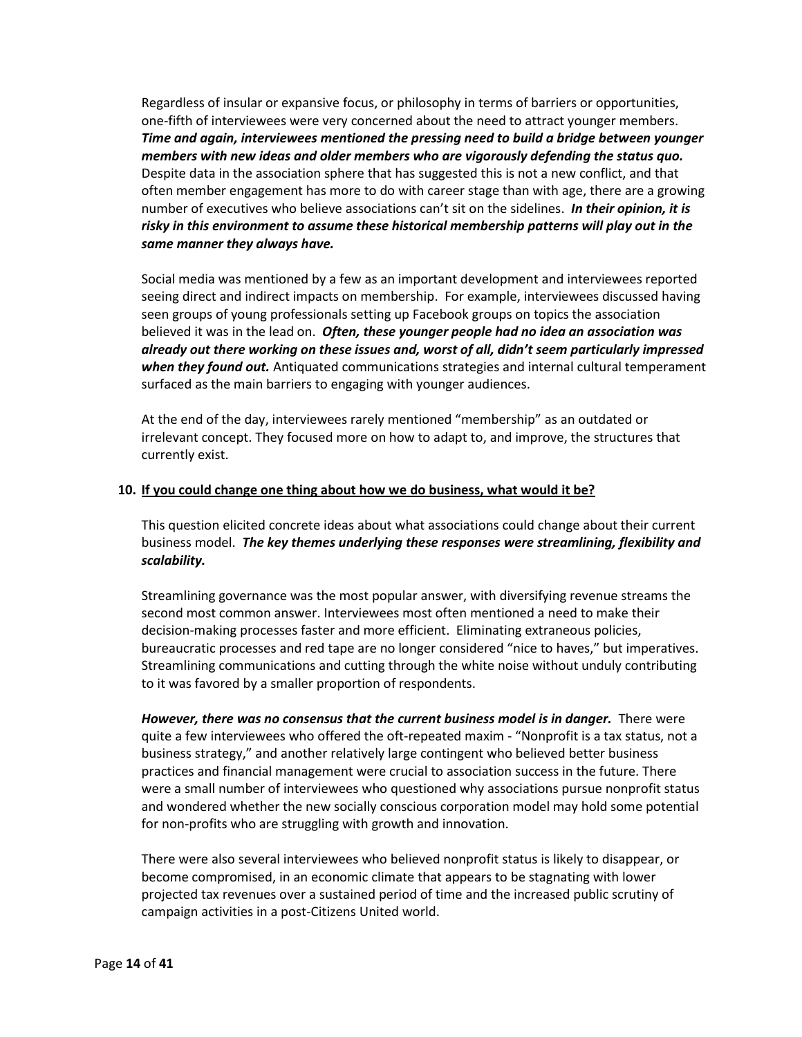Regardless of insular or expansive focus, or philosophy in terms of barriers or opportunities, one-fifth of interviewees were very concerned about the need to attract younger members. ***Time and again, interviewees mentioned the pressing need to build a bridge between younger members with new ideas and older members who are vigorously defending the status quo.*** Despite data in the association sphere that has suggested this is not a new conflict, and that often member engagement has more to do with career stage than with age, there are a growing number of executives who believe associations can't sit on the sidelines. ***In their opinion, it is risky in this environment to assume these historical membership patterns will play out in the same manner they always have.***

Social media was mentioned by a few as an important development and interviewees reported seeing direct and indirect impacts on membership. For example, interviewees discussed having seen groups of young professionals setting up Facebook groups on topics the association believed it was in the lead on. ***Often, these younger people had no idea an association was already out there working on these issues and, worst of all, didn't seem particularly impressed when they found out.*** Antiquated communications strategies and internal cultural temperament surfaced as the main barriers to engaging with younger audiences.

At the end of the day, interviewees rarely mentioned "membership" as an outdated or irrelevant concept. They focused more on how to adapt to, and improve, the structures that currently exist.

**10. <u>If you could change one thing about how we do business, what would it be?</u>**

This question elicited concrete ideas about what associations could change about their current business model. ***The key themes underlying these responses were streamlining, flexibility and scalability.***

Streamlining governance was the most popular answer, with diversifying revenue streams the second most common answer. Interviewees most often mentioned a need to make their decision-making processes faster and more efficient. Eliminating extraneous policies, bureaucratic processes and red tape are no longer considered "nice to haves," but imperatives. Streamlining communications and cutting through the white noise without unduly contributing to it was favored by a smaller proportion of respondents.

***However, there was no consensus that the current business model is in danger.*** There were quite a few interviewees who offered the oft-repeated maxim - "Nonprofit is a tax status, not a business strategy," and another relatively large contingent who believed better business practices and financial management were crucial to association success in the future. There were a small number of interviewees who questioned why associations pursue nonprofit status and wondered whether the new socially conscious corporation model may hold some potential for non-profits who are struggling with growth and innovation.

There were also several interviewees who believed nonprofit status is likely to disappear, or become compromised, in an economic climate that appears to be stagnating with lower projected tax revenues over a sustained period of time and the increased public scrutiny of campaign activities in a post-Citizens United world.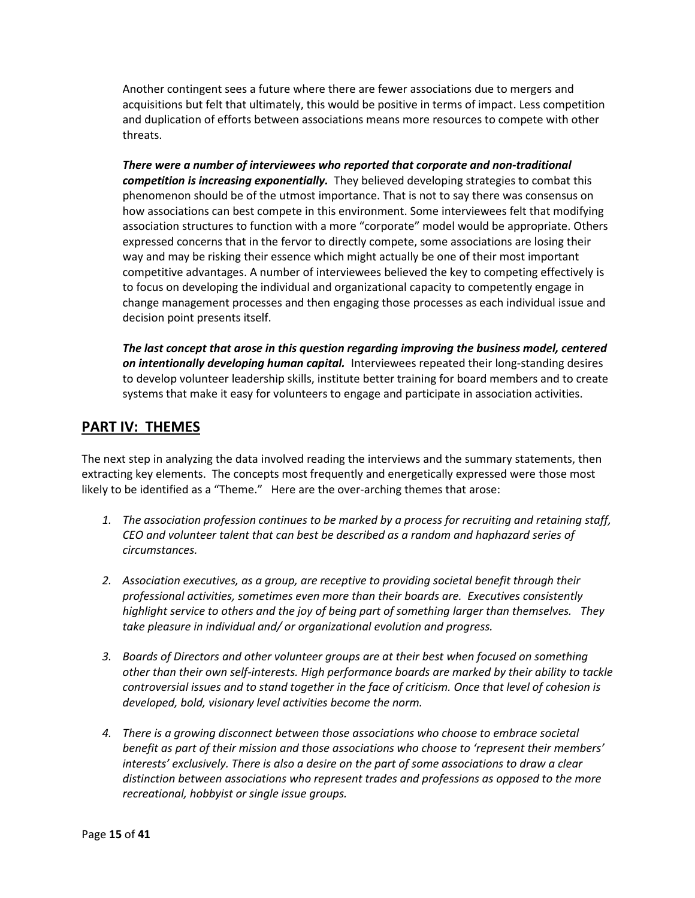Another contingent sees a future where there are fewer associations due to mergers and acquisitions but felt that ultimately, this would be positive in terms of impact. Less competition and duplication of efforts between associations means more resources to compete with other threats.

***There were a number of interviewees who reported that corporate and non-traditional competition is increasing exponentially.*** They believed developing strategies to combat this phenomenon should be of the utmost importance. That is not to say there was consensus on how associations can best compete in this environment. Some interviewees felt that modifying association structures to function with a more "corporate" model would be appropriate. Others expressed concerns that in the fervor to directly compete, some associations are losing their way and may be risking their essence which might actually be one of their most important competitive advantages. A number of interviewees believed the key to competing effectively is to focus on developing the individual and organizational capacity to competently engage in change management processes and then engaging those processes as each individual issue and decision point presents itself.

***The last concept that arose in this question regarding improving the business model, centered on intentionally developing human capital.*** Interviewees repeated their long-standing desires to develop volunteer leadership skills, institute better training for board members and to create systems that make it easy for volunteers to engage and participate in association activities.

## PART IV: THEMES

The next step in analyzing the data involved reading the interviews and the summary statements, then extracting key elements. The concepts most frequently and energetically expressed were those most likely to be identified as a "Theme." Here are the over-arching themes that arose:

1. *The association profession continues to be marked by a process for recruiting and retaining staff, CEO and volunteer talent that can best be described as a random and haphazard series of circumstances.*

2. *Association executives, as a group, are receptive to providing societal benefit through their professional activities, sometimes even more than their boards are. Executives consistently highlight service to others and the joy of being part of something larger than themselves. They take pleasure in individual and/ or organizational evolution and progress.*

3. *Boards of Directors and other volunteer groups are at their best when focused on something other than their own self-interests. High performance boards are marked by their ability to tackle controversial issues and to stand together in the face of criticism. Once that level of cohesion is developed, bold, visionary level activities become the norm.*

4. *There is a growing disconnect between those associations who choose to embrace societal benefit as part of their mission and those associations who choose to 'represent their members' interests' exclusively. There is also a desire on the part of some associations to draw a clear distinction between associations who represent trades and professions as opposed to the more recreational, hobbyist or single issue groups.*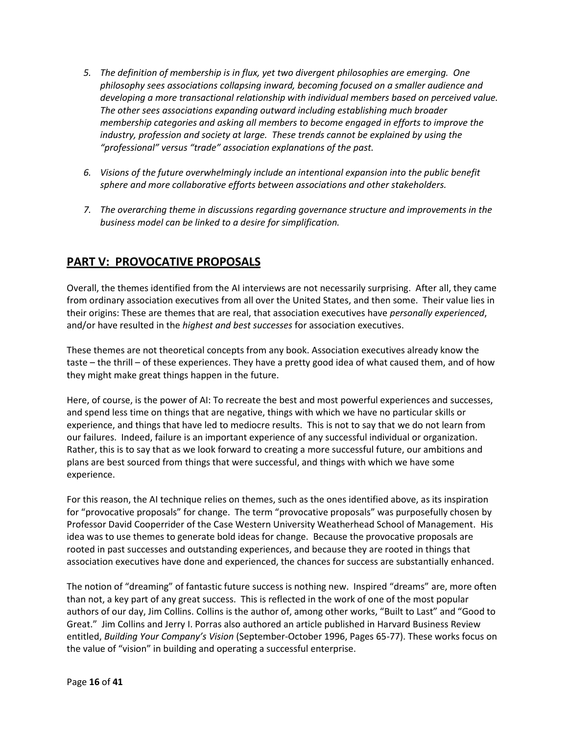5. *The definition of membership is in flux, yet two divergent philosophies are emerging. One philosophy sees associations collapsing inward, becoming focused on a smaller audience and developing a more transactional relationship with individual members based on perceived value. The other sees associations expanding outward including establishing much broader membership categories and asking all members to become engaged in efforts to improve the industry, profession and society at large. These trends cannot be explained by using the "professional" versus "trade" association explanations of the past.*

6. *Visions of the future overwhelmingly include an intentional expansion into the public benefit sphere and more collaborative efforts between associations and other stakeholders.*

7. *The overarching theme in discussions regarding governance structure and improvements in the business model can be linked to a desire for simplification.*

## PART V: PROVOCATIVE PROPOSALS

Overall, the themes identified from the AI interviews are not necessarily surprising. After all, they came from ordinary association executives from all over the United States, and then some. Their value lies in their origins: These are themes that are real, that association executives have *personally experienced*, and/or have resulted in the *highest and best successes* for association executives.

These themes are not theoretical concepts from any book. Association executives already know the taste – the thrill – of these experiences. They have a pretty good idea of what caused them, and of how they might make great things happen in the future.

Here, of course, is the power of AI: To recreate the best and most powerful experiences and successes, and spend less time on things that are negative, things with which we have no particular skills or experience, and things that have led to mediocre results. This is not to say that we do not learn from our failures. Indeed, failure is an important experience of any successful individual or organization. Rather, this is to say that as we look forward to creating a more successful future, our ambitions and plans are best sourced from things that were successful, and things with which we have some experience.

For this reason, the AI technique relies on themes, such as the ones identified above, as its inspiration for "provocative proposals" for change. The term "provocative proposals" was purposefully chosen by Professor David Cooperrider of the Case Western University Weatherhead School of Management. His idea was to use themes to generate bold ideas for change. Because the provocative proposals are rooted in past successes and outstanding experiences, and because they are rooted in things that association executives have done and experienced, the chances for success are substantially enhanced.

The notion of "dreaming" of fantastic future success is nothing new. Inspired "dreams" are, more often than not, a key part of any great success. This is reflected in the work of one of the most popular authors of our day, Jim Collins. Collins is the author of, among other works, "Built to Last" and "Good to Great." Jim Collins and Jerry I. Porras also authored an article published in Harvard Business Review entitled, *Building Your Company's Vision* (September-October 1996, Pages 65-77). These works focus on the value of "vision" in building and operating a successful enterprise.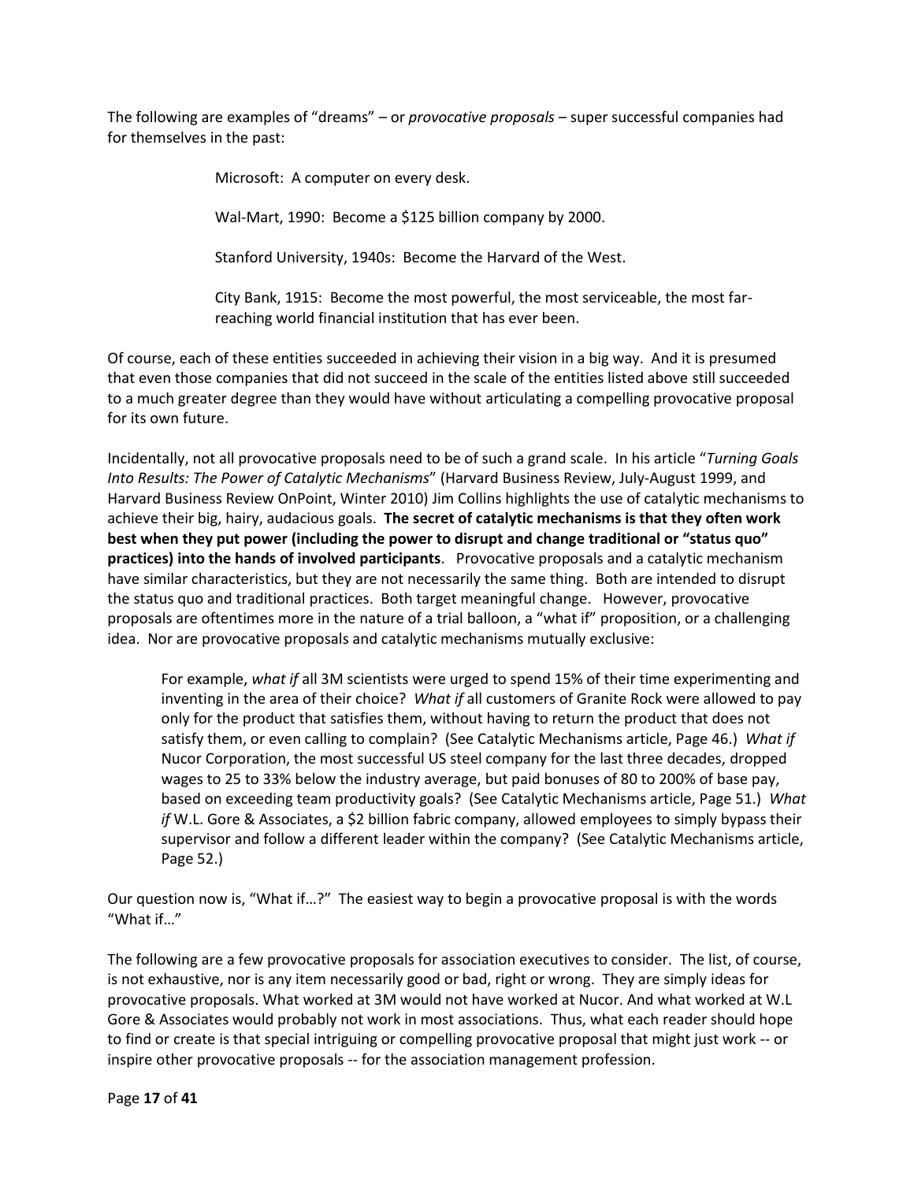The following are examples of "dreams" – or *provocative proposals* – super successful companies had for themselves in the past:

> Microsoft: A computer on every desk.
>
> Wal-Mart, 1990: Become a $125 billion company by 2000.
>
> Stanford University, 1940s: Become the Harvard of the West.
>
> City Bank, 1915: Become the most powerful, the most serviceable, the most far-reaching world financial institution that has ever been.

Of course, each of these entities succeeded in achieving their vision in a big way. And it is presumed that even those companies that did not succeed in the scale of the entities listed above still succeeded to a much greater degree than they would have without articulating a compelling provocative proposal for its own future.

Incidentally, not all provocative proposals need to be of such a grand scale. In his article "*Turning Goals Into Results: The Power of Catalytic Mechanisms*" (Harvard Business Review, July-August 1999, and Harvard Business Review OnPoint, Winter 2010) Jim Collins highlights the use of catalytic mechanisms to achieve their big, hairy, audacious goals. **The secret of catalytic mechanisms is that they often work best when they put power (including the power to disrupt and change traditional or "status quo" practices) into the hands of involved participants**. Provocative proposals and a catalytic mechanism have similar characteristics, but they are not necessarily the same thing. Both are intended to disrupt the status quo and traditional practices. Both target meaningful change. However, provocative proposals are oftentimes more in the nature of a trial balloon, a "what if" proposition, or a challenging idea. Nor are provocative proposals and catalytic mechanisms mutually exclusive:

> For example, *what if* all 3M scientists were urged to spend 15% of their time experimenting and inventing in the area of their choice? *What if* all customers of Granite Rock were allowed to pay only for the product that satisfies them, without having to return the product that does not satisfy them, or even calling to complain? (See Catalytic Mechanisms article, Page 46.) *What if* Nucor Corporation, the most successful US steel company for the last three decades, dropped wages to 25 to 33% below the industry average, but paid bonuses of 80 to 200% of base pay, based on exceeding team productivity goals? (See Catalytic Mechanisms article, Page 51.) *What if* W.L. Gore & Associates, a $2 billion fabric company, allowed employees to simply bypass their supervisor and follow a different leader within the company? (See Catalytic Mechanisms article, Page 52.)

Our question now is, "What if…?" The easiest way to begin a provocative proposal is with the words "What if…"

The following are a few provocative proposals for association executives to consider. The list, of course, is not exhaustive, nor is any item necessarily good or bad, right or wrong. They are simply ideas for provocative proposals. What worked at 3M would not have worked at Nucor. And what worked at W.L Gore & Associates would probably not work in most associations. Thus, what each reader should hope to find or create is that special intriguing or compelling provocative proposal that might just work -- or inspire other provocative proposals -- for the association management profession.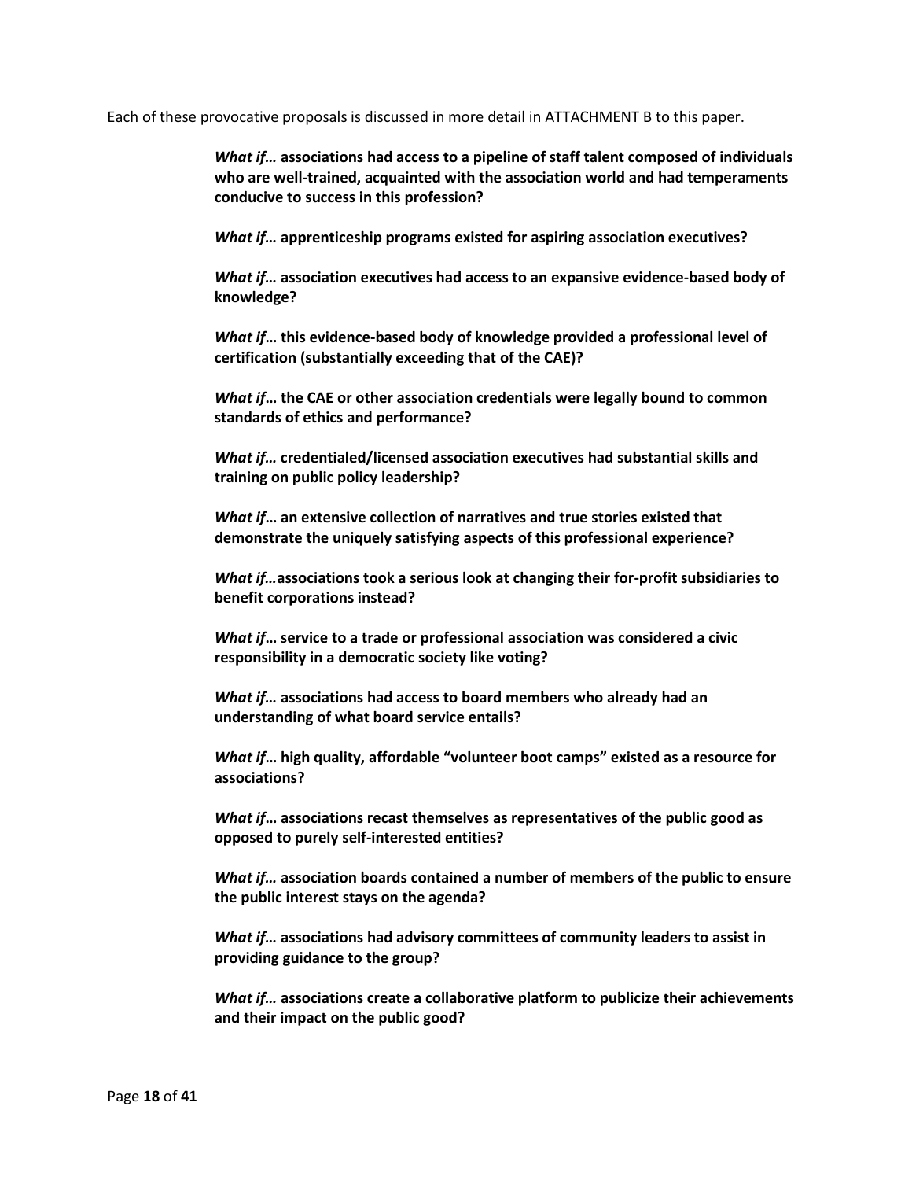Each of these provocative proposals is discussed in more detail in ATTACHMENT B to this paper.

> ***What if…*** **associations had access to a pipeline of staff talent composed of individuals who are well-trained, acquainted with the association world and had temperaments conducive to success in this profession?**
>
> ***What if…*** **apprenticeship programs existed for aspiring association executives?**
>
> ***What if…*** **association executives had access to an expansive evidence-based body of knowledge?**
>
> ***What if*****… this evidence-based body of knowledge provided a professional level of certification (substantially exceeding that of the CAE)?**
>
> ***What if*****… the CAE or other association credentials were legally bound to common standards of ethics and performance?**
>
> ***What if…*** **credentialed/licensed association executives had substantial skills and training on public policy leadership?**
>
> ***What if*****… an extensive collection of narratives and true stories existed that demonstrate the uniquely satisfying aspects of this professional experience?**
>
> ***What if…*****associations took a serious look at changing their for-profit subsidiaries to benefit corporations instead?**
>
> ***What if*****… service to a trade or professional association was considered a civic responsibility in a democratic society like voting?**
>
> ***What if…*** **associations had access to board members who already had an understanding of what board service entails?**
>
> ***What if*****… high quality, affordable "volunteer boot camps" existed as a resource for associations?**
>
> ***What if*****… associations recast themselves as representatives of the public good as opposed to purely self-interested entities?**
>
> ***What if…*** **association boards contained a number of members of the public to ensure the public interest stays on the agenda?**
>
> ***What if…*** **associations had advisory committees of community leaders to assist in providing guidance to the group?**
>
> ***What if…*** **associations create a collaborative platform to publicize their achievements and their impact on the public good?**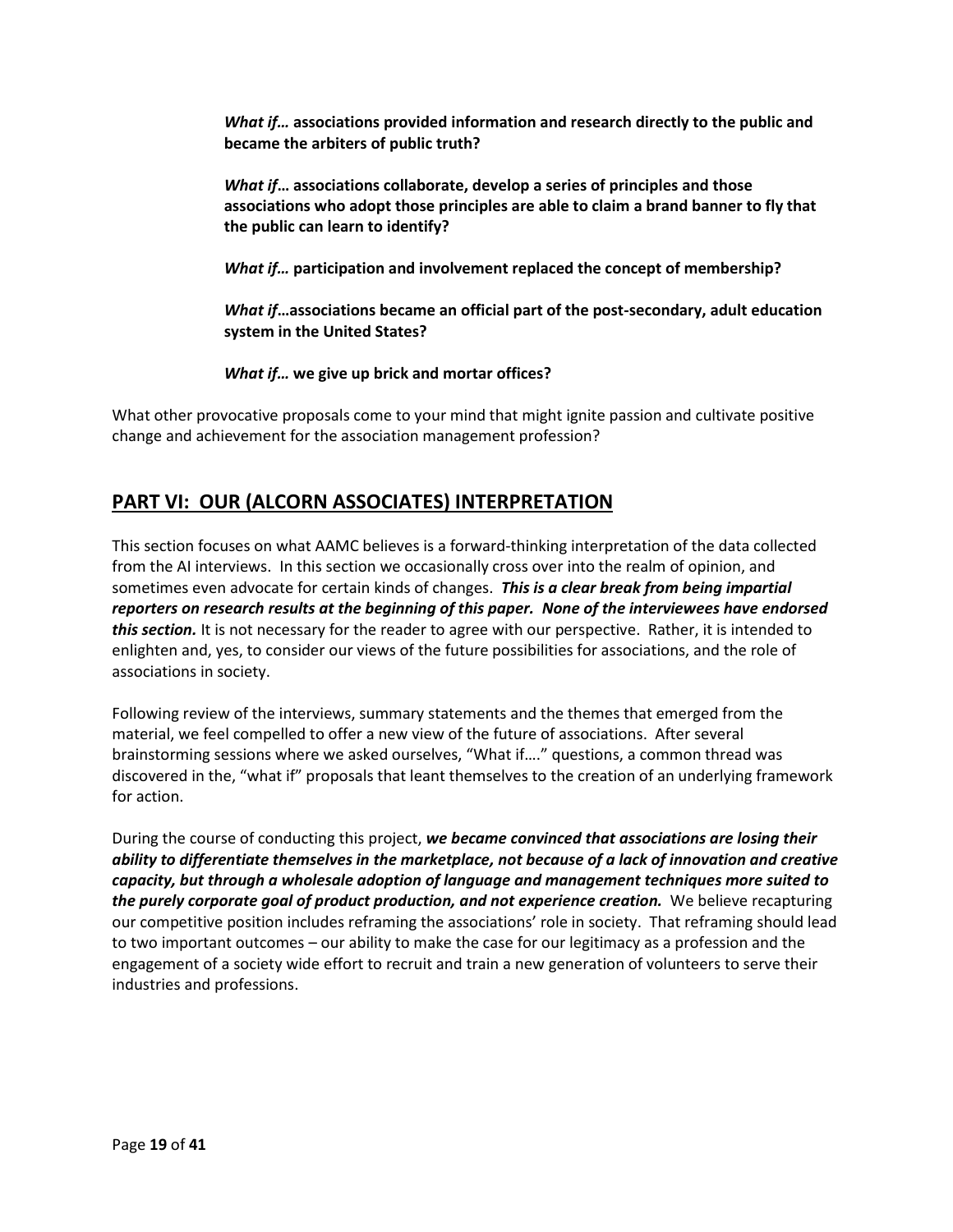> ***What if…*** **associations provided information and research directly to the public and became the arbiters of public truth?**
>
> ***What if*****… associations collaborate, develop a series of principles and those associations who adopt those principles are able to claim a brand banner to fly that the public can learn to identify?**
>
> ***What if…*** **participation and involvement replaced the concept of membership?**
>
> ***What if*****…associations became an official part of the post-secondary, adult education system in the United States?**
>
> ***What if…*** **we give up brick and mortar offices?**

What other provocative proposals come to your mind that might ignite passion and cultivate positive change and achievement for the association management profession?

## PART VI: OUR (ALCORN ASSOCIATES) INTERPRETATION

This section focuses on what AAMC believes is a forward-thinking interpretation of the data collected from the AI interviews. In this section we occasionally cross over into the realm of opinion, and sometimes even advocate for certain kinds of changes. ***This is a clear break from being impartial reporters on research results at the beginning of this paper. None of the interviewees have endorsed this section.*** It is not necessary for the reader to agree with our perspective. Rather, it is intended to enlighten and, yes, to consider our views of the future possibilities for associations, and the role of associations in society.

Following review of the interviews, summary statements and the themes that emerged from the material, we feel compelled to offer a new view of the future of associations. After several brainstorming sessions where we asked ourselves, "What if…." questions, a common thread was discovered in the, "what if" proposals that leant themselves to the creation of an underlying framework for action.

During the course of conducting this project, ***we became convinced that associations are losing their ability to differentiate themselves in the marketplace, not because of a lack of innovation and creative capacity, but through a wholesale adoption of language and management techniques more suited to the purely corporate goal of product production, and not experience creation.*** We believe recapturing our competitive position includes reframing the associations' role in society. That reframing should lead to two important outcomes – our ability to make the case for our legitimacy as a profession and the engagement of a society wide effort to recruit and train a new generation of volunteers to serve their industries and professions.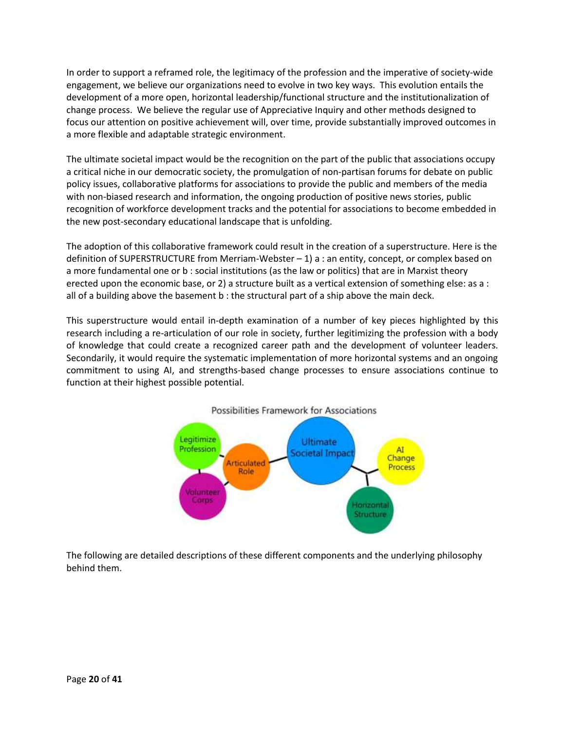In order to support a reframed role, the legitimacy of the profession and the imperative of society-wide engagement, we believe our organizations need to evolve in two key ways. This evolution entails the development of a more open, horizontal leadership/functional structure and the institutionalization of change process. We believe the regular use of Appreciative Inquiry and other methods designed to focus our attention on positive achievement will, over time, provide substantially improved outcomes in a more flexible and adaptable strategic environment.

The ultimate societal impact would be the recognition on the part of the public that associations occupy a critical niche in our democratic society, the promulgation of non-partisan forums for debate on public policy issues, collaborative platforms for associations to provide the public and members of the media with non-biased research and information, the ongoing production of positive news stories, public recognition of workforce development tracks and the potential for associations to become embedded in the new post-secondary educational landscape that is unfolding.

The adoption of this collaborative framework could result in the creation of a superstructure. Here is the definition of SUPERSTRUCTURE from Merriam-Webster – 1) a : an entity, concept, or complex based on a more fundamental one or b : social institutions (as the law or politics) that are in Marxist theory erected upon the economic base, or 2) a structure built as a vertical extension of something else: as a : all of a building above the basement b : the structural part of a ship above the main deck.

This superstructure would entail in-depth examination of a number of key pieces highlighted by this research including a re-articulation of our role in society, further legitimizing the profession with a body of knowledge that could create a recognized career path and the development of volunteer leaders. Secondarily, it would require the systematic implementation of more horizontal systems and an ongoing commitment to using AI, and strengths-based change processes to ensure associations continue to function at their highest possible potential.

Possibilities Framework for Associations

Legitimize Profession — Articulated Role — Ultimate Societal Impact — AI Change Process — Horizontal Structure — Volunteer Corps

The following are detailed descriptions of these different components and the underlying philosophy behind them.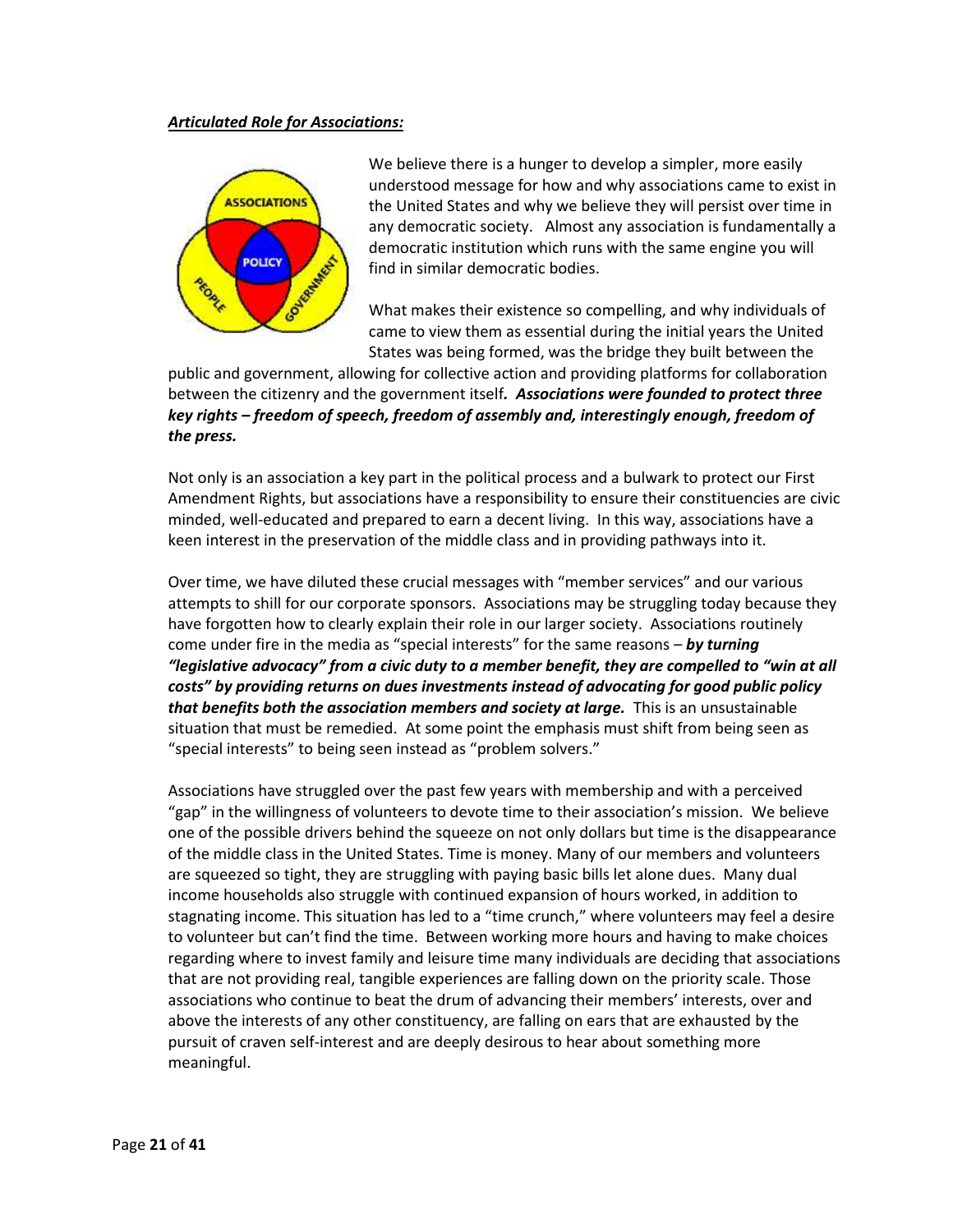***Articulated Role for Associations:***

We believe there is a hunger to develop a simpler, more easily understood message for how and why associations came to exist in the United States and why we believe they will persist over time in any democratic society. Almost any association is fundamentally a democratic institution which runs with the same engine you will find in similar democratic bodies.

What makes their existence so compelling, and why individuals of came to view them as essential during the initial years the United States was being formed, was the bridge they built between the public and government, allowing for collective action and providing platforms for collaboration between the citizenry and the government itself***. Associations were founded to protect three key rights – freedom of speech, freedom of assembly and, interestingly enough, freedom of the press.***

Not only is an association a key part in the political process and a bulwark to protect our First Amendment Rights, but associations have a responsibility to ensure their constituencies are civic minded, well-educated and prepared to earn a decent living. In this way, associations have a keen interest in the preservation of the middle class and in providing pathways into it.

Over time, we have diluted these crucial messages with "member services" and our various attempts to shill for our corporate sponsors. Associations may be struggling today because they have forgotten how to clearly explain their role in our larger society. Associations routinely come under fire in the media as "special interests" for the same reasons – ***by turning "legislative advocacy" from a civic duty to a member benefit, they are compelled to "win at all costs" by providing returns on dues investments instead of advocating for good public policy that benefits both the association members and society at large.*** This is an unsustainable situation that must be remedied. At some point the emphasis must shift from being seen as "special interests" to being seen instead as "problem solvers."

Associations have struggled over the past few years with membership and with a perceived "gap" in the willingness of volunteers to devote time to their association's mission. We believe one of the possible drivers behind the squeeze on not only dollars but time is the disappearance of the middle class in the United States. Time is money. Many of our members and volunteers are squeezed so tight, they are struggling with paying basic bills let alone dues. Many dual income households also struggle with continued expansion of hours worked, in addition to stagnating income. This situation has led to a "time crunch," where volunteers may feel a desire to volunteer but can't find the time. Between working more hours and having to make choices regarding where to invest family and leisure time many individuals are deciding that associations that are not providing real, tangible experiences are falling down on the priority scale. Those associations who continue to beat the drum of advancing their members' interests, over and above the interests of any other constituency, are falling on ears that are exhausted by the pursuit of craven self-interest and are deeply desirous to hear about something more meaningful.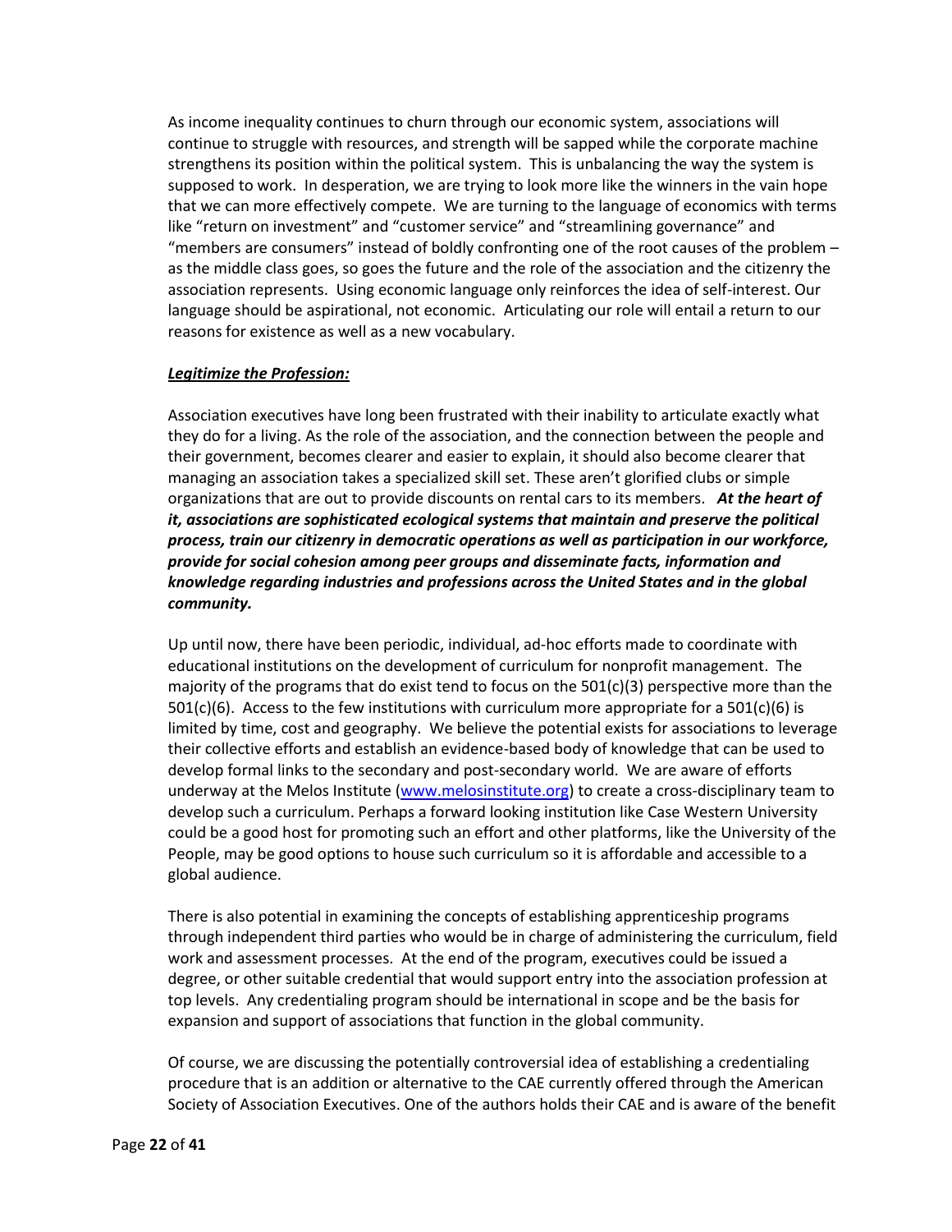As income inequality continues to churn through our economic system, associations will continue to struggle with resources, and strength will be sapped while the corporate machine strengthens its position within the political system. This is unbalancing the way the system is supposed to work. In desperation, we are trying to look more like the winners in the vain hope that we can more effectively compete. We are turning to the language of economics with terms like "return on investment" and "customer service" and "streamlining governance" and "members are consumers" instead of boldly confronting one of the root causes of the problem – as the middle class goes, so goes the future and the role of the association and the citizenry the association represents. Using economic language only reinforces the idea of self-interest. Our language should be aspirational, not economic. Articulating our role will entail a return to our reasons for existence as well as a new vocabulary.

***Legitimize the Profession:***

Association executives have long been frustrated with their inability to articulate exactly what they do for a living. As the role of the association, and the connection between the people and their government, becomes clearer and easier to explain, it should also become clearer that managing an association takes a specialized skill set. These aren't glorified clubs or simple organizations that are out to provide discounts on rental cars to its members. ***At the heart of it, associations are sophisticated ecological systems that maintain and preserve the political process, train our citizenry in democratic operations as well as participation in our workforce, provide for social cohesion among peer groups and disseminate facts, information and knowledge regarding industries and professions across the United States and in the global community.***

Up until now, there have been periodic, individual, ad-hoc efforts made to coordinate with educational institutions on the development of curriculum for nonprofit management. The majority of the programs that do exist tend to focus on the 501(c)(3) perspective more than the 501(c)(6). Access to the few institutions with curriculum more appropriate for a 501(c)(6) is limited by time, cost and geography. We believe the potential exists for associations to leverage their collective efforts and establish an evidence-based body of knowledge that can be used to develop formal links to the secondary and post-secondary world. We are aware of efforts underway at the Melos Institute ([www.melosinstitute.org](www.melosinstitute.org)) to create a cross-disciplinary team to develop such a curriculum. Perhaps a forward looking institution like Case Western University could be a good host for promoting such an effort and other platforms, like the University of the People, may be good options to house such curriculum so it is affordable and accessible to a global audience.

There is also potential in examining the concepts of establishing apprenticeship programs through independent third parties who would be in charge of administering the curriculum, field work and assessment processes. At the end of the program, executives could be issued a degree, or other suitable credential that would support entry into the association profession at top levels. Any credentialing program should be international in scope and be the basis for expansion and support of associations that function in the global community.

Of course, we are discussing the potentially controversial idea of establishing a credentialing procedure that is an addition or alternative to the CAE currently offered through the American Society of Association Executives. One of the authors holds their CAE and is aware of the benefit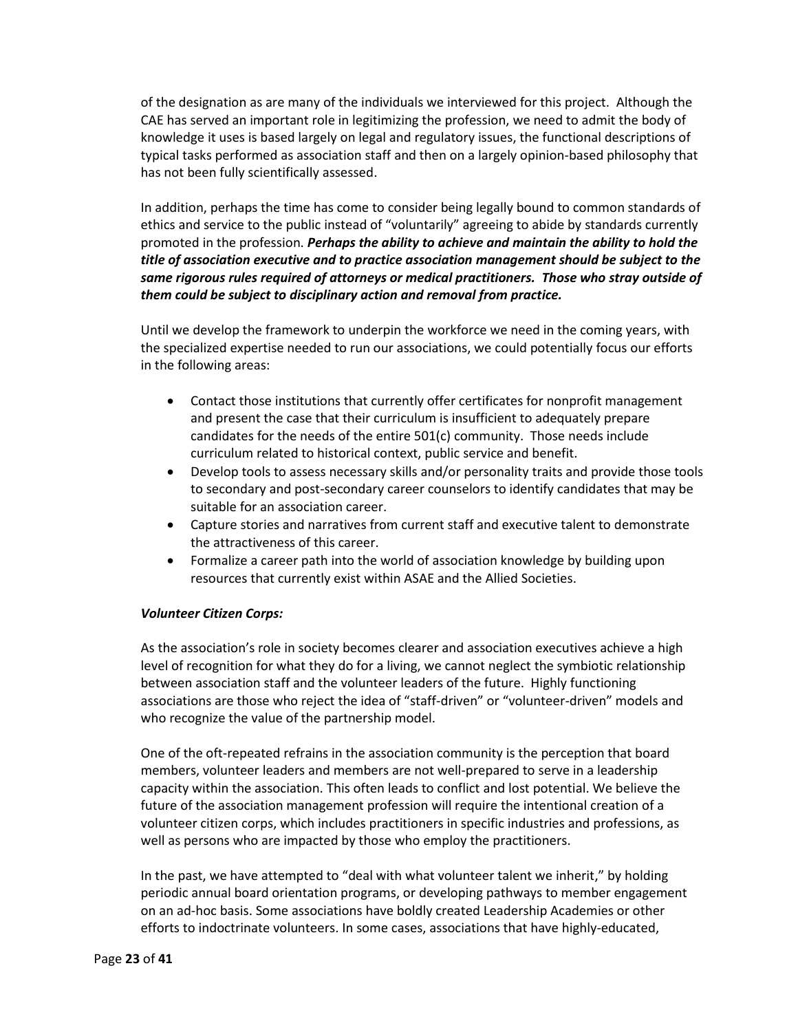of the designation as are many of the individuals we interviewed for this project. Although the CAE has served an important role in legitimizing the profession, we need to admit the body of knowledge it uses is based largely on legal and regulatory issues, the functional descriptions of typical tasks performed as association staff and then on a largely opinion-based philosophy that has not been fully scientifically assessed.

In addition, perhaps the time has come to consider being legally bound to common standards of ethics and service to the public instead of "voluntarily" agreeing to abide by standards currently promoted in the profession. ***Perhaps the ability to achieve and maintain the ability to hold the title of association executive and to practice association management should be subject to the same rigorous rules required of attorneys or medical practitioners. Those who stray outside of them could be subject to disciplinary action and removal from practice.***

Until we develop the framework to underpin the workforce we need in the coming years, with the specialized expertise needed to run our associations, we could potentially focus our efforts in the following areas:

- Contact those institutions that currently offer certificates for nonprofit management and present the case that their curriculum is insufficient to adequately prepare candidates for the needs of the entire 501(c) community. Those needs include curriculum related to historical context, public service and benefit.
- Develop tools to assess necessary skills and/or personality traits and provide those tools to secondary and post-secondary career counselors to identify candidates that may be suitable for an association career.
- Capture stories and narratives from current staff and executive talent to demonstrate the attractiveness of this career.
- Formalize a career path into the world of association knowledge by building upon resources that currently exist within ASAE and the Allied Societies.

***Volunteer Citizen Corps:***

As the association's role in society becomes clearer and association executives achieve a high level of recognition for what they do for a living, we cannot neglect the symbiotic relationship between association staff and the volunteer leaders of the future. Highly functioning associations are those who reject the idea of "staff-driven" or "volunteer-driven" models and who recognize the value of the partnership model.

One of the oft-repeated refrains in the association community is the perception that board members, volunteer leaders and members are not well-prepared to serve in a leadership capacity within the association. This often leads to conflict and lost potential. We believe the future of the association management profession will require the intentional creation of a volunteer citizen corps, which includes practitioners in specific industries and professions, as well as persons who are impacted by those who employ the practitioners.

In the past, we have attempted to "deal with what volunteer talent we inherit," by holding periodic annual board orientation programs, or developing pathways to member engagement on an ad-hoc basis. Some associations have boldly created Leadership Academies or other efforts to indoctrinate volunteers. In some cases, associations that have highly-educated,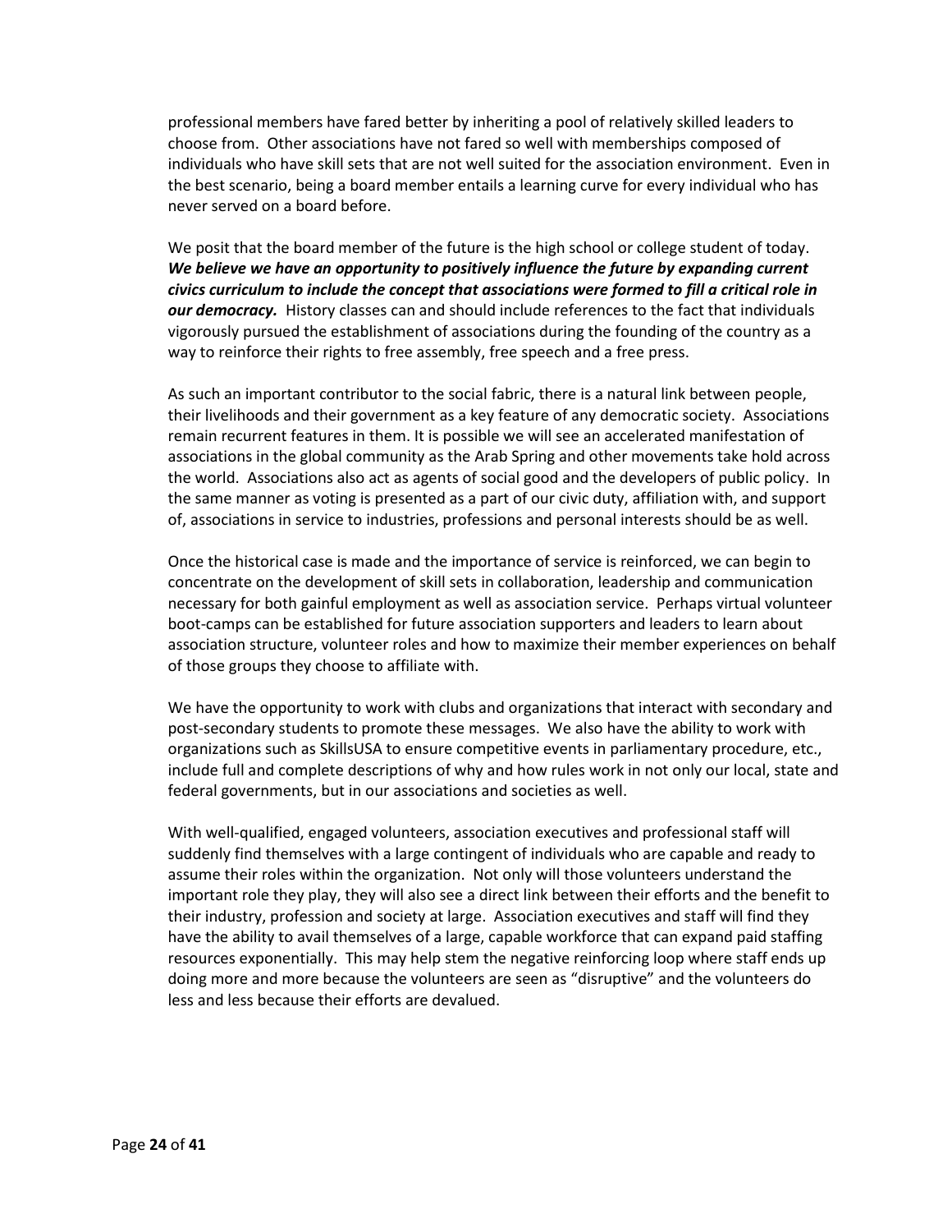professional members have fared better by inheriting a pool of relatively skilled leaders to choose from. Other associations have not fared so well with memberships composed of individuals who have skill sets that are not well suited for the association environment. Even in the best scenario, being a board member entails a learning curve for every individual who has never served on a board before.

We posit that the board member of the future is the high school or college student of today. ***We believe we have an opportunity to positively influence the future by expanding current civics curriculum to include the concept that associations were formed to fill a critical role in our democracy.*** History classes can and should include references to the fact that individuals vigorously pursued the establishment of associations during the founding of the country as a way to reinforce their rights to free assembly, free speech and a free press.

As such an important contributor to the social fabric, there is a natural link between people, their livelihoods and their government as a key feature of any democratic society. Associations remain recurrent features in them. It is possible we will see an accelerated manifestation of associations in the global community as the Arab Spring and other movements take hold across the world. Associations also act as agents of social good and the developers of public policy. In the same manner as voting is presented as a part of our civic duty, affiliation with, and support of, associations in service to industries, professions and personal interests should be as well.

Once the historical case is made and the importance of service is reinforced, we can begin to concentrate on the development of skill sets in collaboration, leadership and communication necessary for both gainful employment as well as association service. Perhaps virtual volunteer boot-camps can be established for future association supporters and leaders to learn about association structure, volunteer roles and how to maximize their member experiences on behalf of those groups they choose to affiliate with.

We have the opportunity to work with clubs and organizations that interact with secondary and post-secondary students to promote these messages. We also have the ability to work with organizations such as SkillsUSA to ensure competitive events in parliamentary procedure, etc., include full and complete descriptions of why and how rules work in not only our local, state and federal governments, but in our associations and societies as well.

With well-qualified, engaged volunteers, association executives and professional staff will suddenly find themselves with a large contingent of individuals who are capable and ready to assume their roles within the organization. Not only will those volunteers understand the important role they play, they will also see a direct link between their efforts and the benefit to their industry, profession and society at large. Association executives and staff will find they have the ability to avail themselves of a large, capable workforce that can expand paid staffing resources exponentially. This may help stem the negative reinforcing loop where staff ends up doing more and more because the volunteers are seen as "disruptive" and the volunteers do less and less because their efforts are devalued.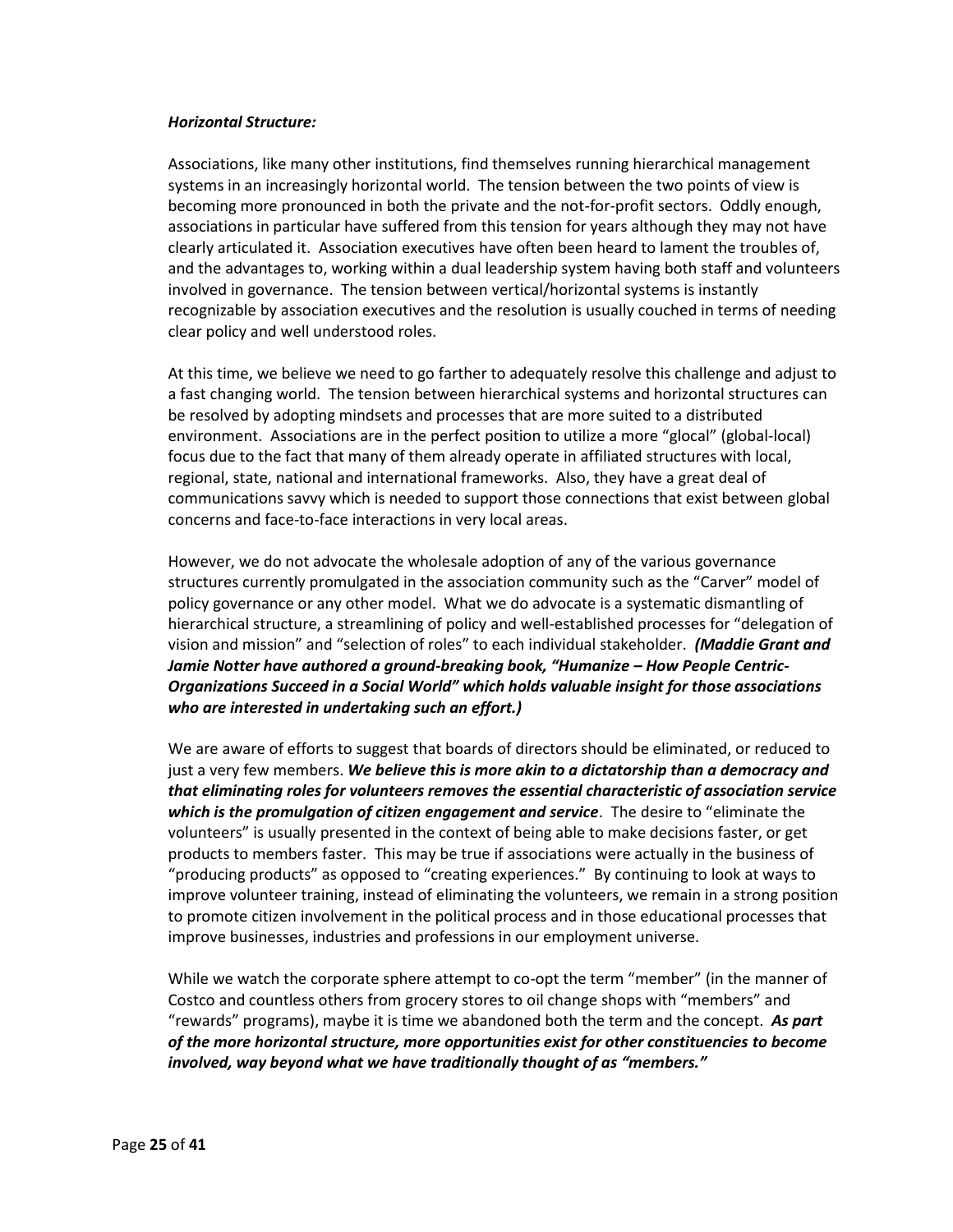***Horizontal Structure:***

Associations, like many other institutions, find themselves running hierarchical management systems in an increasingly horizontal world. The tension between the two points of view is becoming more pronounced in both the private and the not-for-profit sectors. Oddly enough, associations in particular have suffered from this tension for years although they may not have clearly articulated it. Association executives have often been heard to lament the troubles of, and the advantages to, working within a dual leadership system having both staff and volunteers involved in governance. The tension between vertical/horizontal systems is instantly recognizable by association executives and the resolution is usually couched in terms of needing clear policy and well understood roles.

At this time, we believe we need to go farther to adequately resolve this challenge and adjust to a fast changing world. The tension between hierarchical systems and horizontal structures can be resolved by adopting mindsets and processes that are more suited to a distributed environment. Associations are in the perfect position to utilize a more "glocal" (global-local) focus due to the fact that many of them already operate in affiliated structures with local, regional, state, national and international frameworks. Also, they have a great deal of communications savvy which is needed to support those connections that exist between global concerns and face-to-face interactions in very local areas.

However, we do not advocate the wholesale adoption of any of the various governance structures currently promulgated in the association community such as the "Carver" model of policy governance or any other model. What we do advocate is a systematic dismantling of hierarchical structure, a streamlining of policy and well-established processes for "delegation of vision and mission" and "selection of roles" to each individual stakeholder. ***(Maddie Grant and Jamie Notter have authored a ground-breaking book, "Humanize – How People Centric-Organizations Succeed in a Social World" which holds valuable insight for those associations who are interested in undertaking such an effort.)***

We are aware of efforts to suggest that boards of directors should be eliminated, or reduced to just a very few members. ***We believe this is more akin to a dictatorship than a democracy and that eliminating roles for volunteers removes the essential characteristic of association service which is the promulgation of citizen engagement and service***. The desire to "eliminate the volunteers" is usually presented in the context of being able to make decisions faster, or get products to members faster. This may be true if associations were actually in the business of "producing products" as opposed to "creating experiences." By continuing to look at ways to improve volunteer training, instead of eliminating the volunteers, we remain in a strong position to promote citizen involvement in the political process and in those educational processes that improve businesses, industries and professions in our employment universe.

While we watch the corporate sphere attempt to co-opt the term "member" (in the manner of Costco and countless others from grocery stores to oil change shops with "members" and "rewards" programs), maybe it is time we abandoned both the term and the concept. ***As part of the more horizontal structure, more opportunities exist for other constituencies to become involved, way beyond what we have traditionally thought of as "members."***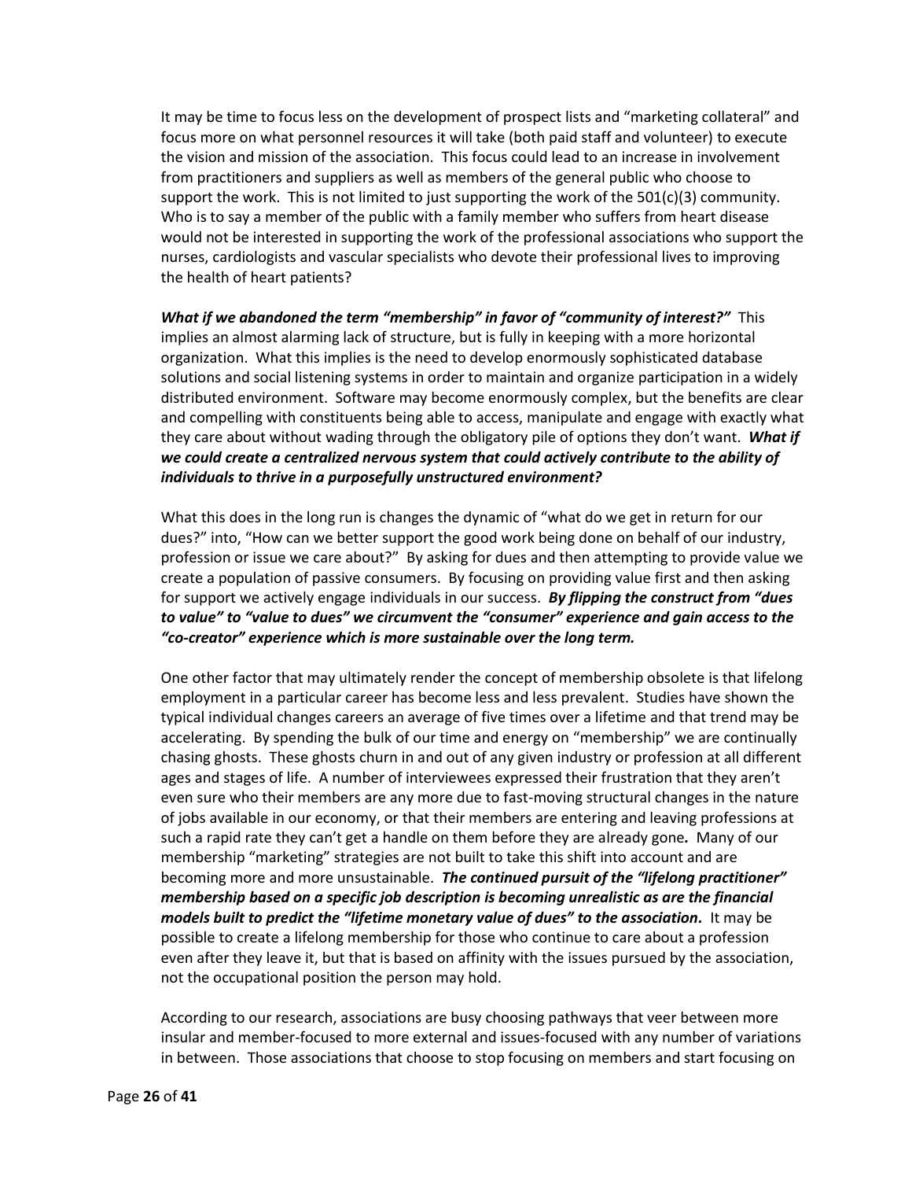It may be time to focus less on the development of prospect lists and "marketing collateral" and focus more on what personnel resources it will take (both paid staff and volunteer) to execute the vision and mission of the association. This focus could lead to an increase in involvement from practitioners and suppliers as well as members of the general public who choose to support the work. This is not limited to just supporting the work of the 501(c)(3) community. Who is to say a member of the public with a family member who suffers from heart disease would not be interested in supporting the work of the professional associations who support the nurses, cardiologists and vascular specialists who devote their professional lives to improving the health of heart patients?

***What if we abandoned the term "membership" in favor of "community of interest?"*** This implies an almost alarming lack of structure, but is fully in keeping with a more horizontal organization. What this implies is the need to develop enormously sophisticated database solutions and social listening systems in order to maintain and organize participation in a widely distributed environment. Software may become enormously complex, but the benefits are clear and compelling with constituents being able to access, manipulate and engage with exactly what they care about without wading through the obligatory pile of options they don't want. ***What if we could create a centralized nervous system that could actively contribute to the ability of individuals to thrive in a purposefully unstructured environment?***

What this does in the long run is changes the dynamic of "what do we get in return for our dues?" into, "How can we better support the good work being done on behalf of our industry, profession or issue we care about?" By asking for dues and then attempting to provide value we create a population of passive consumers. By focusing on providing value first and then asking for support we actively engage individuals in our success. ***By flipping the construct from "dues to value" to "value to dues" we circumvent the "consumer" experience and gain access to the "co-creator" experience which is more sustainable over the long term.***

One other factor that may ultimately render the concept of membership obsolete is that lifelong employment in a particular career has become less and less prevalent. Studies have shown the typical individual changes careers an average of five times over a lifetime and that trend may be accelerating. By spending the bulk of our time and energy on "membership" we are continually chasing ghosts. These ghosts churn in and out of any given industry or profession at all different ages and stages of life. A number of interviewees expressed their frustration that they aren't even sure who their members are any more due to fast-moving structural changes in the nature of jobs available in our economy, or that their members are entering and leaving professions at such a rapid rate they can't get a handle on them before they are already gone. Many of our membership "marketing" strategies are not built to take this shift into account and are becoming more and more unsustainable. ***The continued pursuit of the "lifelong practitioner" membership based on a specific job description is becoming unrealistic as are the financial models built to predict the "lifetime monetary value of dues" to the association.*** It may be possible to create a lifelong membership for those who continue to care about a profession even after they leave it, but that is based on affinity with the issues pursued by the association, not the occupational position the person may hold.

According to our research, associations are busy choosing pathways that veer between more insular and member-focused to more external and issues-focused with any number of variations in between. Those associations that choose to stop focusing on members and start focusing on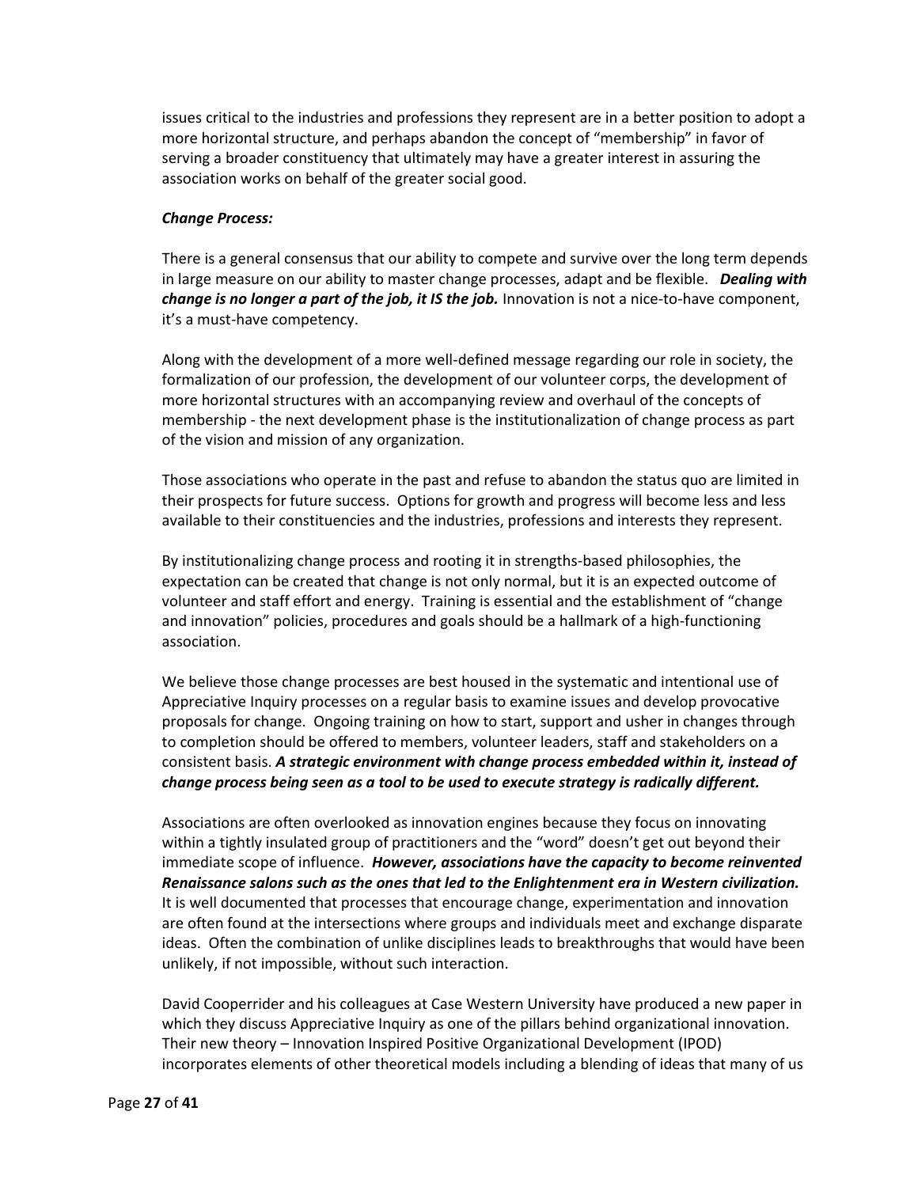issues critical to the industries and professions they represent are in a better position to adopt a more horizontal structure, and perhaps abandon the concept of "membership" in favor of serving a broader constituency that ultimately may have a greater interest in assuring the association works on behalf of the greater social good.

***Change Process:***

There is a general consensus that our ability to compete and survive over the long term depends in large measure on our ability to master change processes, adapt and be flexible. ***Dealing with change is no longer a part of the job, it IS the job.*** Innovation is not a nice-to-have component, it's a must-have competency.

Along with the development of a more well-defined message regarding our role in society, the formalization of our profession, the development of our volunteer corps, the development of more horizontal structures with an accompanying review and overhaul of the concepts of membership - the next development phase is the institutionalization of change process as part of the vision and mission of any organization.

Those associations who operate in the past and refuse to abandon the status quo are limited in their prospects for future success. Options for growth and progress will become less and less available to their constituencies and the industries, professions and interests they represent.

By institutionalizing change process and rooting it in strengths-based philosophies, the expectation can be created that change is not only normal, but it is an expected outcome of volunteer and staff effort and energy. Training is essential and the establishment of "change and innovation" policies, procedures and goals should be a hallmark of a high-functioning association.

We believe those change processes are best housed in the systematic and intentional use of Appreciative Inquiry processes on a regular basis to examine issues and develop provocative proposals for change. Ongoing training on how to start, support and usher in changes through to completion should be offered to members, volunteer leaders, staff and stakeholders on a consistent basis. ***A strategic environment with change process embedded within it, instead of change process being seen as a tool to be used to execute strategy is radically different.***

Associations are often overlooked as innovation engines because they focus on innovating within a tightly insulated group of practitioners and the "word" doesn't get out beyond their immediate scope of influence. ***However, associations have the capacity to become reinvented Renaissance salons such as the ones that led to the Enlightenment era in Western civilization.*** It is well documented that processes that encourage change, experimentation and innovation are often found at the intersections where groups and individuals meet and exchange disparate ideas. Often the combination of unlike disciplines leads to breakthroughs that would have been unlikely, if not impossible, without such interaction.

David Cooperrider and his colleagues at Case Western University have produced a new paper in which they discuss Appreciative Inquiry as one of the pillars behind organizational innovation. Their new theory – Innovation Inspired Positive Organizational Development (IPOD) incorporates elements of other theoretical models including a blending of ideas that many of us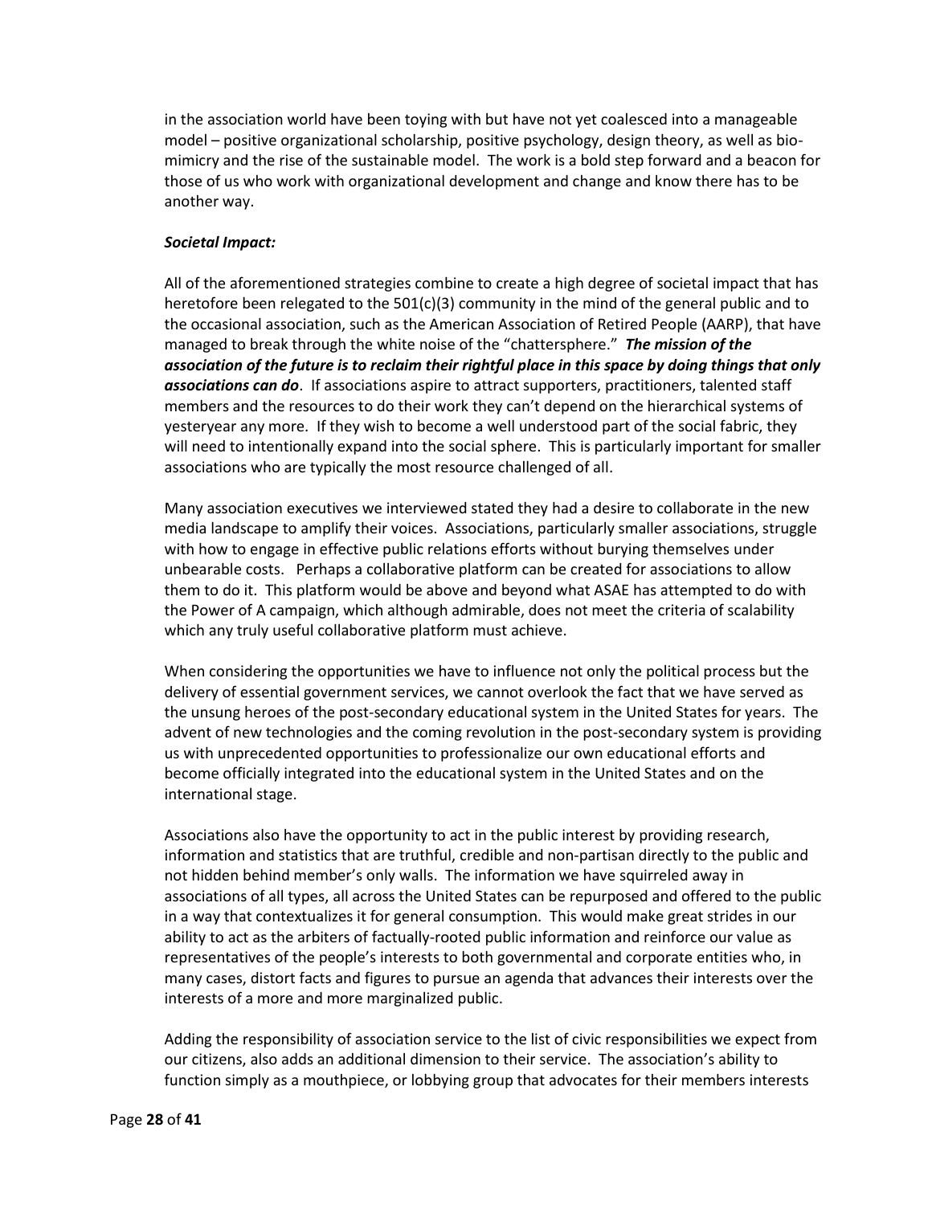in the association world have been toying with but have not yet coalesced into a manageable model – positive organizational scholarship, positive psychology, design theory, as well as bio-mimicry and the rise of the sustainable model. The work is a bold step forward and a beacon for those of us who work with organizational development and change and know there has to be another way.

***Societal Impact:***

All of the aforementioned strategies combine to create a high degree of societal impact that has heretofore been relegated to the 501(c)(3) community in the mind of the general public and to the occasional association, such as the American Association of Retired People (AARP), that have managed to break through the white noise of the "chattersphere." ***The mission of the association of the future is to reclaim their rightful place in this space by doing things that only associations can do***. If associations aspire to attract supporters, practitioners, talented staff members and the resources to do their work they can't depend on the hierarchical systems of yesteryear any more. If they wish to become a well understood part of the social fabric, they will need to intentionally expand into the social sphere. This is particularly important for smaller associations who are typically the most resource challenged of all.

Many association executives we interviewed stated they had a desire to collaborate in the new media landscape to amplify their voices. Associations, particularly smaller associations, struggle with how to engage in effective public relations efforts without burying themselves under unbearable costs. Perhaps a collaborative platform can be created for associations to allow them to do it. This platform would be above and beyond what ASAE has attempted to do with the Power of A campaign, which although admirable, does not meet the criteria of scalability which any truly useful collaborative platform must achieve.

When considering the opportunities we have to influence not only the political process but the delivery of essential government services, we cannot overlook the fact that we have served as the unsung heroes of the post-secondary educational system in the United States for years. The advent of new technologies and the coming revolution in the post-secondary system is providing us with unprecedented opportunities to professionalize our own educational efforts and become officially integrated into the educational system in the United States and on the international stage.

Associations also have the opportunity to act in the public interest by providing research, information and statistics that are truthful, credible and non-partisan directly to the public and not hidden behind member's only walls. The information we have squirreled away in associations of all types, all across the United States can be repurposed and offered to the public in a way that contextualizes it for general consumption. This would make great strides in our ability to act as the arbiters of factually-rooted public information and reinforce our value as representatives of the people's interests to both governmental and corporate entities who, in many cases, distort facts and figures to pursue an agenda that advances their interests over the interests of a more and more marginalized public.

Adding the responsibility of association service to the list of civic responsibilities we expect from our citizens, also adds an additional dimension to their service. The association's ability to function simply as a mouthpiece, or lobbying group that advocates for their members interests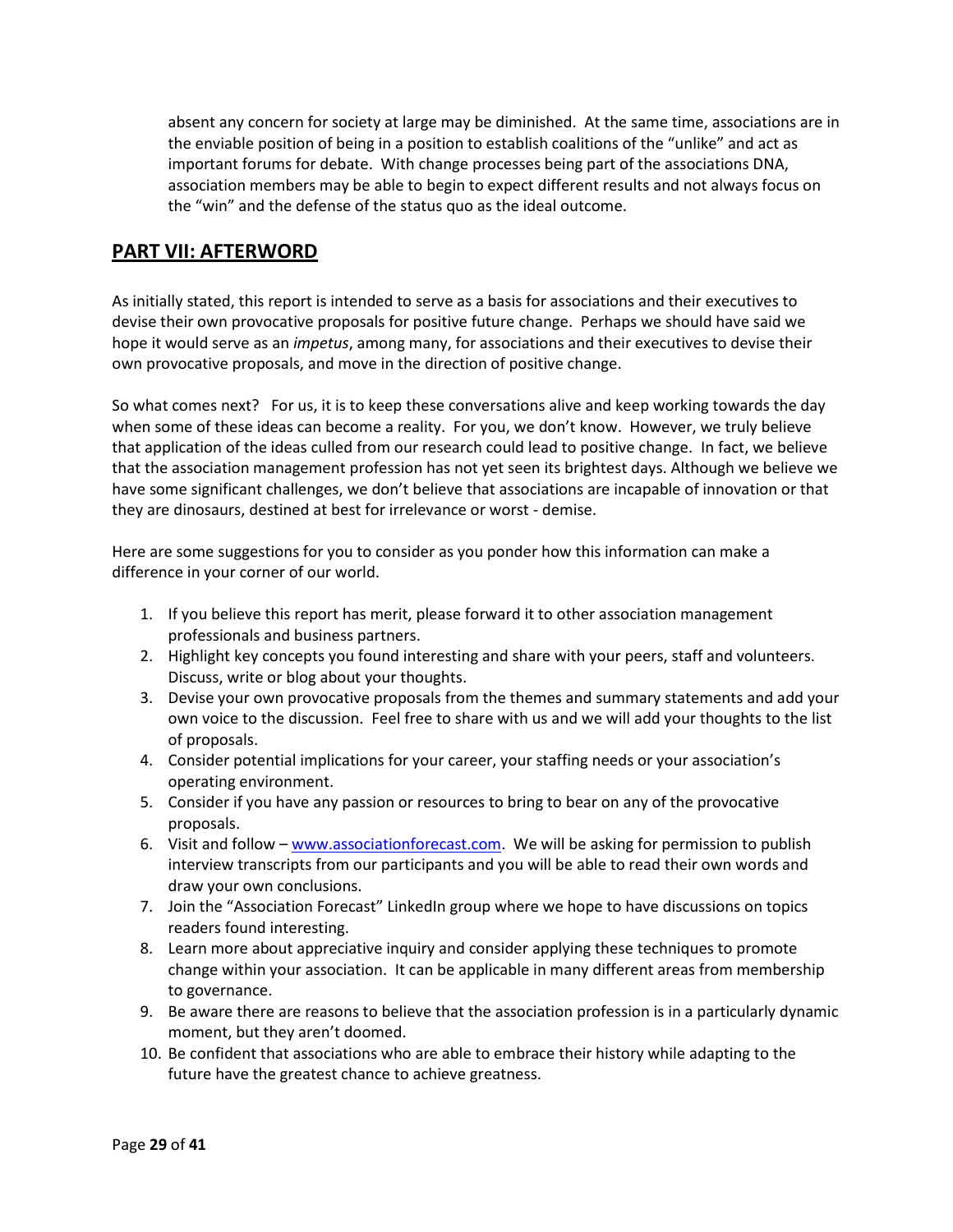absent any concern for society at large may be diminished. At the same time, associations are in the enviable position of being in a position to establish coalitions of the "unlike" and act as important forums for debate. With change processes being part of the associations DNA, association members may be able to begin to expect different results and not always focus on the "win" and the defense of the status quo as the ideal outcome.

## PART VII: AFTERWORD

As initially stated, this report is intended to serve as a basis for associations and their executives to devise their own provocative proposals for positive future change. Perhaps we should have said we hope it would serve as an *impetus*, among many, for associations and their executives to devise their own provocative proposals, and move in the direction of positive change.

So what comes next? For us, it is to keep these conversations alive and keep working towards the day when some of these ideas can become a reality. For you, we don't know. However, we truly believe that application of the ideas culled from our research could lead to positive change. In fact, we believe that the association management profession has not yet seen its brightest days. Although we believe we have some significant challenges, we don't believe that associations are incapable of innovation or that they are dinosaurs, destined at best for irrelevance or worst - demise.

Here are some suggestions for you to consider as you ponder how this information can make a difference in your corner of our world.

1. If you believe this report has merit, please forward it to other association management professionals and business partners.
2. Highlight key concepts you found interesting and share with your peers, staff and volunteers. Discuss, write or blog about your thoughts.
3. Devise your own provocative proposals from the themes and summary statements and add your own voice to the discussion. Feel free to share with us and we will add your thoughts to the list of proposals.
4. Consider potential implications for your career, your staffing needs or your association's operating environment.
5. Consider if you have any passion or resources to bring to bear on any of the provocative proposals.
6. Visit and follow – www.associationforecast.com. We will be asking for permission to publish interview transcripts from our participants and you will be able to read their own words and draw your own conclusions.
7. Join the "Association Forecast" LinkedIn group where we hope to have discussions on topics readers found interesting.
8. Learn more about appreciative inquiry and consider applying these techniques to promote change within your association. It can be applicable in many different areas from membership to governance.
9. Be aware there are reasons to believe that the association profession is in a particularly dynamic moment, but they aren't doomed.
10. Be confident that associations who are able to embrace their history while adapting to the future have the greatest chance to achieve greatness.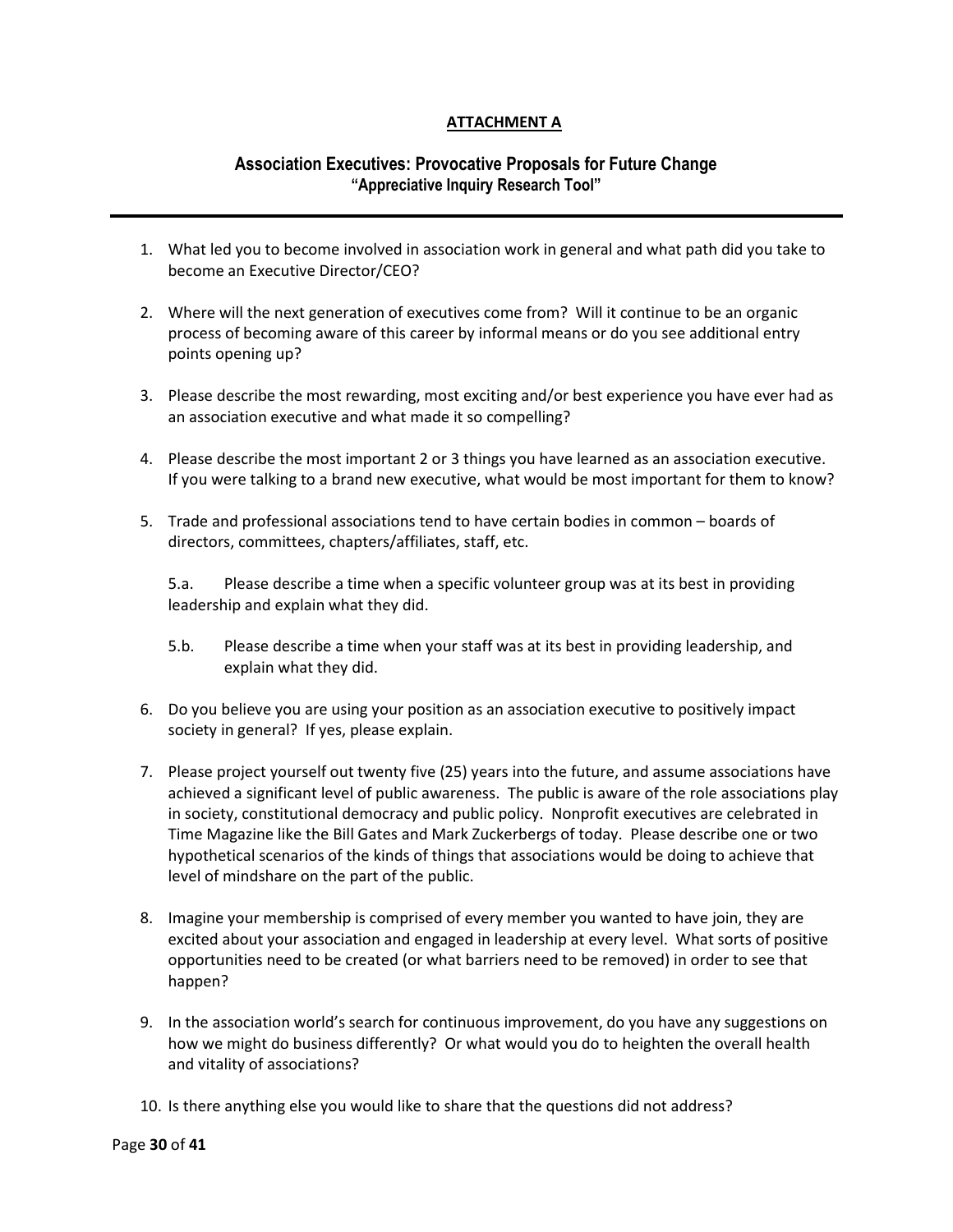**ATTACHMENT A**

## Association Executives: Provocative Proposals for Future Change

### "Appreciative Inquiry Research Tool"

---

1. What led you to become involved in association work in general and what path did you take to become an Executive Director/CEO?

2. Where will the next generation of executives come from? Will it continue to be an organic process of becoming aware of this career by informal means or do you see additional entry points opening up?

3. Please describe the most rewarding, most exciting and/or best experience you have ever had as an association executive and what made it so compelling?

4. Please describe the most important 2 or 3 things you have learned as an association executive. If you were talking to a brand new executive, what would be most important for them to know?

5. Trade and professional associations tend to have certain bodies in common – boards of directors, committees, chapters/affiliates, staff, etc.

   5.a. Please describe a time when a specific volunteer group was at its best in providing leadership and explain what they did.

   5.b. Please describe a time when your staff was at its best in providing leadership, and explain what they did.

6. Do you believe you are using your position as an association executive to positively impact society in general? If yes, please explain.

7. Please project yourself out twenty five (25) years into the future, and assume associations have achieved a significant level of public awareness. The public is aware of the role associations play in society, constitutional democracy and public policy. Nonprofit executives are celebrated in Time Magazine like the Bill Gates and Mark Zuckerbergs of today. Please describe one or two hypothetical scenarios of the kinds of things that associations would be doing to achieve that level of mindshare on the part of the public.

8. Imagine your membership is comprised of every member you wanted to have join, they are excited about your association and engaged in leadership at every level. What sorts of positive opportunities need to be created (or what barriers need to be removed) in order to see that happen?

9. In the association world's search for continuous improvement, do you have any suggestions on how we might do business differently? Or what would you do to heighten the overall health and vitality of associations?

10. Is there anything else you would like to share that the questions did not address?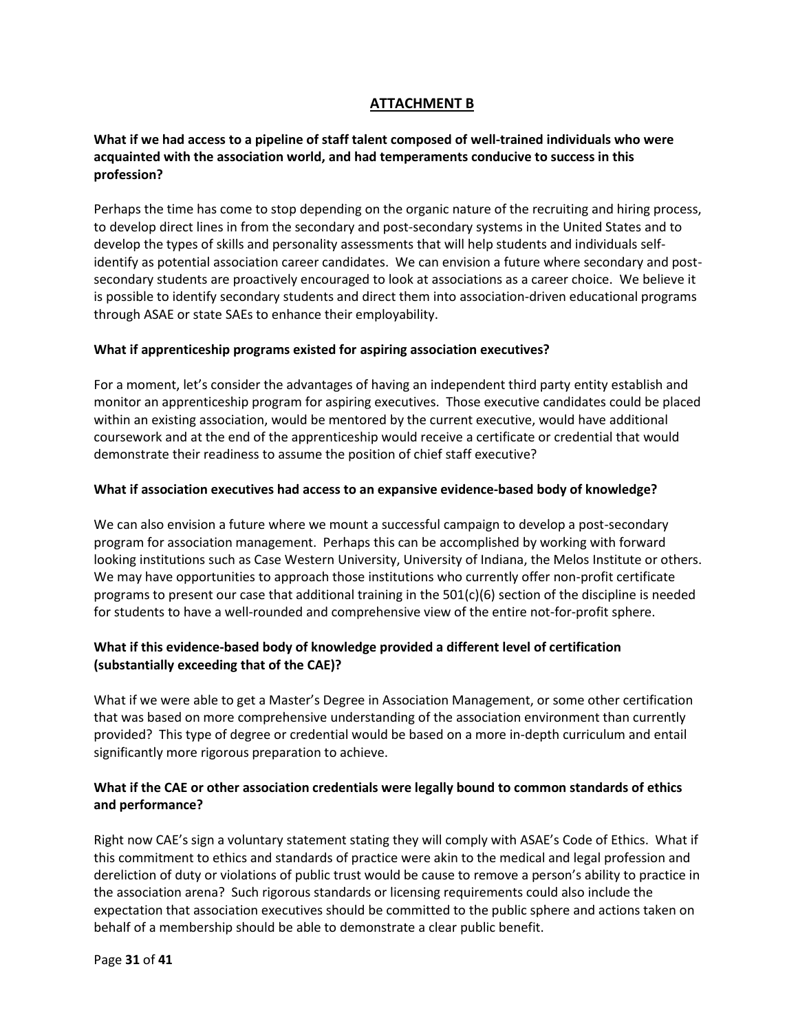## ATTACHMENT B

**What if we had access to a pipeline of staff talent composed of well-trained individuals who were acquainted with the association world, and had temperaments conducive to success in this profession?**

Perhaps the time has come to stop depending on the organic nature of the recruiting and hiring process, to develop direct lines in from the secondary and post-secondary systems in the United States and to develop the types of skills and personality assessments that will help students and individuals self-identify as potential association career candidates. We can envision a future where secondary and post-secondary students are proactively encouraged to look at associations as a career choice. We believe it is possible to identify secondary students and direct them into association-driven educational programs through ASAE or state SAEs to enhance their employability.

**What if apprenticeship programs existed for aspiring association executives?**

For a moment, let's consider the advantages of having an independent third party entity establish and monitor an apprenticeship program for aspiring executives. Those executive candidates could be placed within an existing association, would be mentored by the current executive, would have additional coursework and at the end of the apprenticeship would receive a certificate or credential that would demonstrate their readiness to assume the position of chief staff executive?

**What if association executives had access to an expansive evidence-based body of knowledge?**

We can also envision a future where we mount a successful campaign to develop a post-secondary program for association management. Perhaps this can be accomplished by working with forward looking institutions such as Case Western University, University of Indiana, the Melos Institute or others. We may have opportunities to approach those institutions who currently offer non-profit certificate programs to present our case that additional training in the 501(c)(6) section of the discipline is needed for students to have a well-rounded and comprehensive view of the entire not-for-profit sphere.

**What if this evidence-based body of knowledge provided a different level of certification (substantially exceeding that of the CAE)?**

What if we were able to get a Master's Degree in Association Management, or some other certification that was based on more comprehensive understanding of the association environment than currently provided? This type of degree or credential would be based on a more in-depth curriculum and entail significantly more rigorous preparation to achieve.

**What if the CAE or other association credentials were legally bound to common standards of ethics and performance?**

Right now CAE's sign a voluntary statement stating they will comply with ASAE's Code of Ethics. What if this commitment to ethics and standards of practice were akin to the medical and legal profession and dereliction of duty or violations of public trust would be cause to remove a person's ability to practice in the association arena? Such rigorous standards or licensing requirements could also include the expectation that association executives should be committed to the public sphere and actions taken on behalf of a membership should be able to demonstrate a clear public benefit.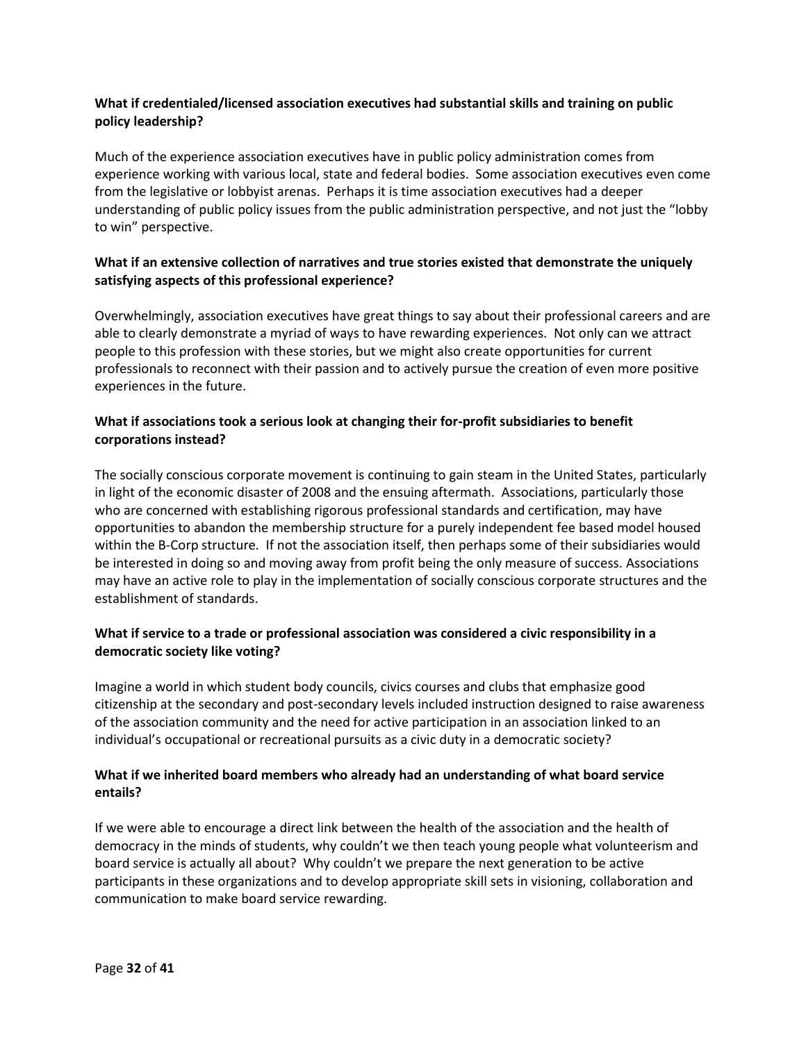**What if credentialed/licensed association executives had substantial skills and training on public policy leadership?**

Much of the experience association executives have in public policy administration comes from experience working with various local, state and federal bodies. Some association executives even come from the legislative or lobbyist arenas. Perhaps it is time association executives had a deeper understanding of public policy issues from the public administration perspective, and not just the "lobby to win" perspective.

**What if an extensive collection of narratives and true stories existed that demonstrate the uniquely satisfying aspects of this professional experience?**

Overwhelmingly, association executives have great things to say about their professional careers and are able to clearly demonstrate a myriad of ways to have rewarding experiences. Not only can we attract people to this profession with these stories, but we might also create opportunities for current professionals to reconnect with their passion and to actively pursue the creation of even more positive experiences in the future.

**What if associations took a serious look at changing their for-profit subsidiaries to benefit corporations instead?**

The socially conscious corporate movement is continuing to gain steam in the United States, particularly in light of the economic disaster of 2008 and the ensuing aftermath. Associations, particularly those who are concerned with establishing rigorous professional standards and certification, may have opportunities to abandon the membership structure for a purely independent fee based model housed within the B-Corp structure. If not the association itself, then perhaps some of their subsidiaries would be interested in doing so and moving away from profit being the only measure of success. Associations may have an active role to play in the implementation of socially conscious corporate structures and the establishment of standards.

**What if service to a trade or professional association was considered a civic responsibility in a democratic society like voting?**

Imagine a world in which student body councils, civics courses and clubs that emphasize good citizenship at the secondary and post-secondary levels included instruction designed to raise awareness of the association community and the need for active participation in an association linked to an individual's occupational or recreational pursuits as a civic duty in a democratic society?

**What if we inherited board members who already had an understanding of what board service entails?**

If we were able to encourage a direct link between the health of the association and the health of democracy in the minds of students, why couldn't we then teach young people what volunteerism and board service is actually all about? Why couldn't we prepare the next generation to be active participants in these organizations and to develop appropriate skill sets in visioning, collaboration and communication to make board service rewarding.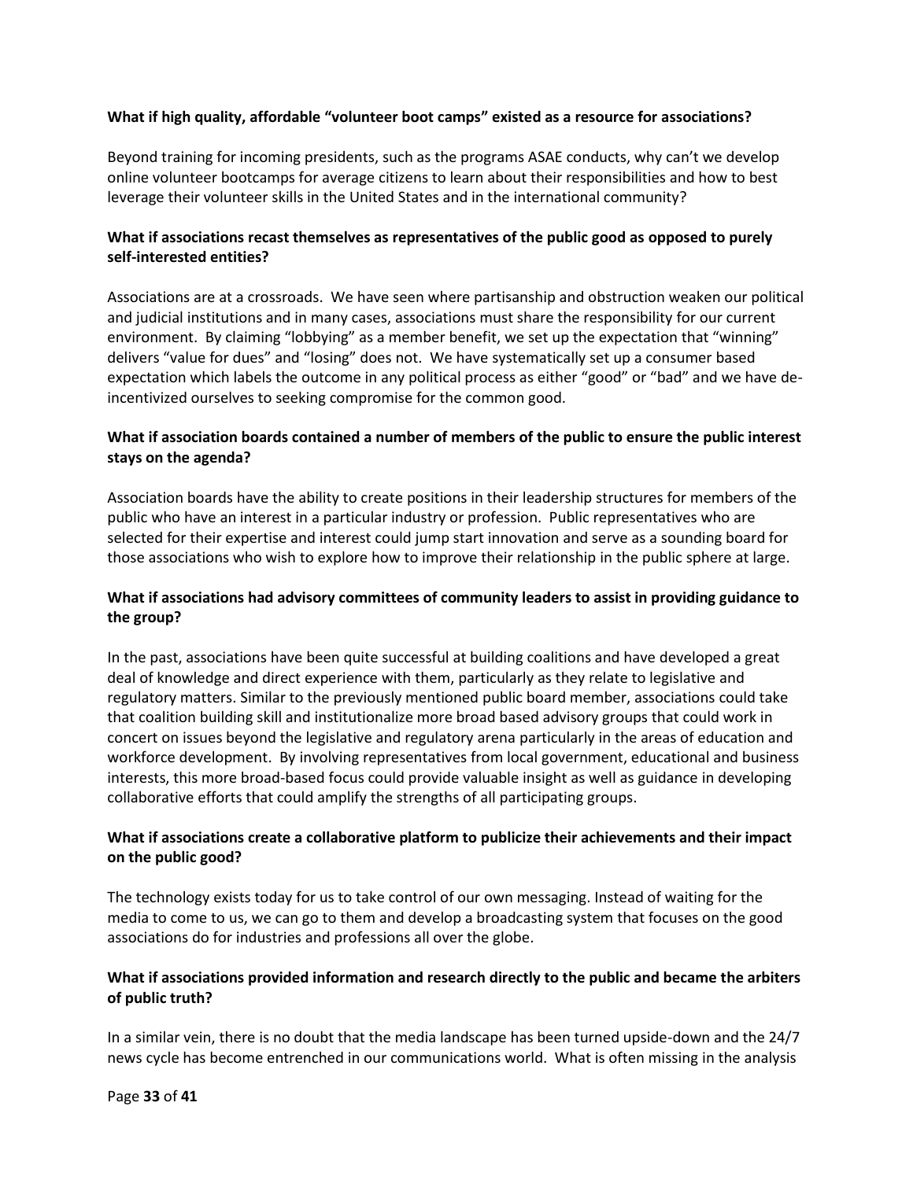**What if high quality, affordable "volunteer boot camps" existed as a resource for associations?**

Beyond training for incoming presidents, such as the programs ASAE conducts, why can't we develop online volunteer bootcamps for average citizens to learn about their responsibilities and how to best leverage their volunteer skills in the United States and in the international community?

**What if associations recast themselves as representatives of the public good as opposed to purely self-interested entities?**

Associations are at a crossroads. We have seen where partisanship and obstruction weaken our political and judicial institutions and in many cases, associations must share the responsibility for our current environment. By claiming "lobbying" as a member benefit, we set up the expectation that "winning" delivers "value for dues" and "losing" does not. We have systematically set up a consumer based expectation which labels the outcome in any political process as either "good" or "bad" and we have de-incentivized ourselves to seeking compromise for the common good.

**What if association boards contained a number of members of the public to ensure the public interest stays on the agenda?**

Association boards have the ability to create positions in their leadership structures for members of the public who have an interest in a particular industry or profession. Public representatives who are selected for their expertise and interest could jump start innovation and serve as a sounding board for those associations who wish to explore how to improve their relationship in the public sphere at large.

**What if associations had advisory committees of community leaders to assist in providing guidance to the group?**

In the past, associations have been quite successful at building coalitions and have developed a great deal of knowledge and direct experience with them, particularly as they relate to legislative and regulatory matters. Similar to the previously mentioned public board member, associations could take that coalition building skill and institutionalize more broad based advisory groups that could work in concert on issues beyond the legislative and regulatory arena particularly in the areas of education and workforce development. By involving representatives from local government, educational and business interests, this more broad-based focus could provide valuable insight as well as guidance in developing collaborative efforts that could amplify the strengths of all participating groups.

**What if associations create a collaborative platform to publicize their achievements and their impact on the public good?**

The technology exists today for us to take control of our own messaging. Instead of waiting for the media to come to us, we can go to them and develop a broadcasting system that focuses on the good associations do for industries and professions all over the globe.

**What if associations provided information and research directly to the public and became the arbiters of public truth?**

In a similar vein, there is no doubt that the media landscape has been turned upside-down and the 24/7 news cycle has become entrenched in our communications world. What is often missing in the analysis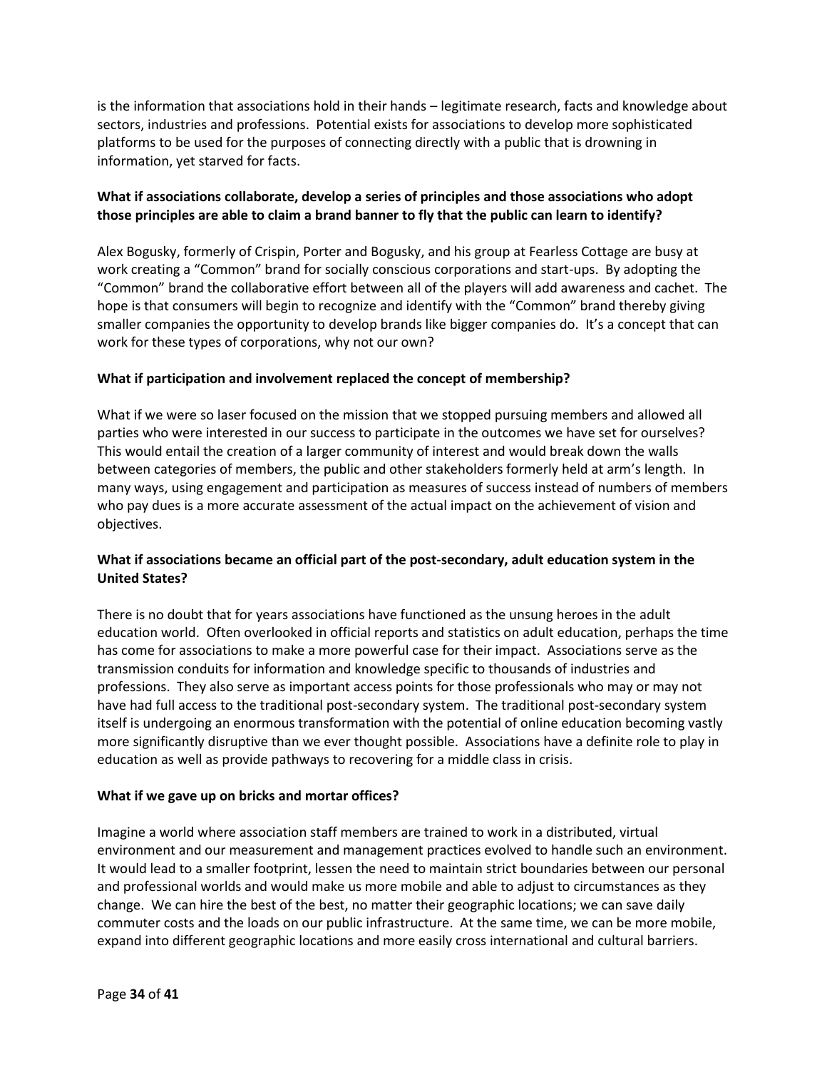is the information that associations hold in their hands – legitimate research, facts and knowledge about sectors, industries and professions. Potential exists for associations to develop more sophisticated platforms to be used for the purposes of connecting directly with a public that is drowning in information, yet starved for facts.

**What if associations collaborate, develop a series of principles and those associations who adopt those principles are able to claim a brand banner to fly that the public can learn to identify?**

Alex Bogusky, formerly of Crispin, Porter and Bogusky, and his group at Fearless Cottage are busy at work creating a "Common" brand for socially conscious corporations and start-ups. By adopting the "Common" brand the collaborative effort between all of the players will add awareness and cachet. The hope is that consumers will begin to recognize and identify with the "Common" brand thereby giving smaller companies the opportunity to develop brands like bigger companies do. It's a concept that can work for these types of corporations, why not our own?

**What if participation and involvement replaced the concept of membership?**

What if we were so laser focused on the mission that we stopped pursuing members and allowed all parties who were interested in our success to participate in the outcomes we have set for ourselves? This would entail the creation of a larger community of interest and would break down the walls between categories of members, the public and other stakeholders formerly held at arm's length. In many ways, using engagement and participation as measures of success instead of numbers of members who pay dues is a more accurate assessment of the actual impact on the achievement of vision and objectives.

**What if associations became an official part of the post-secondary, adult education system in the United States?**

There is no doubt that for years associations have functioned as the unsung heroes in the adult education world. Often overlooked in official reports and statistics on adult education, perhaps the time has come for associations to make a more powerful case for their impact. Associations serve as the transmission conduits for information and knowledge specific to thousands of industries and professions. They also serve as important access points for those professionals who may or may not have had full access to the traditional post-secondary system. The traditional post-secondary system itself is undergoing an enormous transformation with the potential of online education becoming vastly more significantly disruptive than we ever thought possible. Associations have a definite role to play in education as well as provide pathways to recovering for a middle class in crisis.

**What if we gave up on bricks and mortar offices?**

Imagine a world where association staff members are trained to work in a distributed, virtual environment and our measurement and management practices evolved to handle such an environment. It would lead to a smaller footprint, lessen the need to maintain strict boundaries between our personal and professional worlds and would make us more mobile and able to adjust to circumstances as they change. We can hire the best of the best, no matter their geographic locations; we can save daily commuter costs and the loads on our public infrastructure. At the same time, we can be more mobile, expand into different geographic locations and more easily cross international and cultural barriers.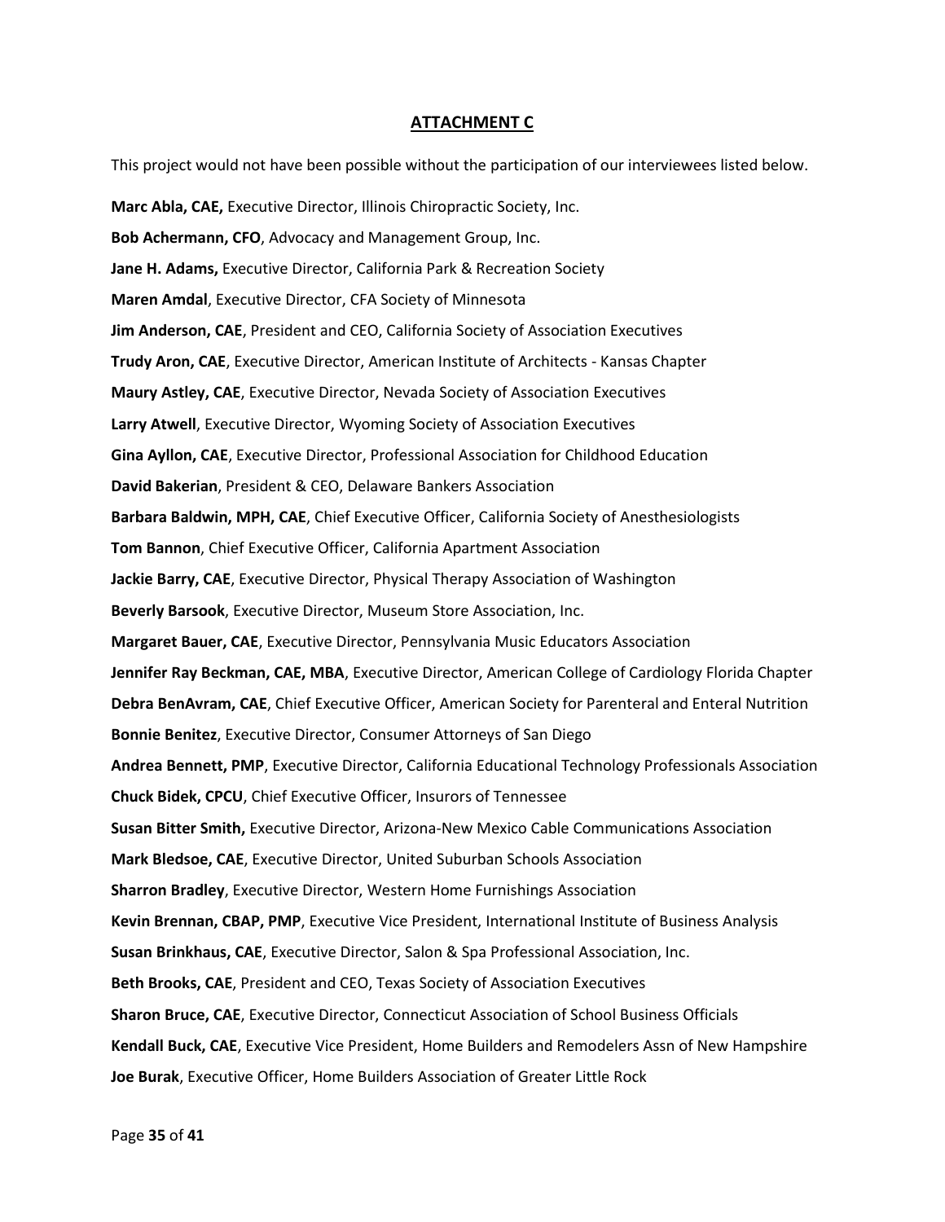## ATTACHMENT C

This project would not have been possible without the participation of our interviewees listed below.

**Marc Abla, CAE,** Executive Director, Illinois Chiropractic Society, Inc.

**Bob Achermann, CFO**, Advocacy and Management Group, Inc.

**Jane H. Adams,** Executive Director, California Park & Recreation Society

**Maren Amdal**, Executive Director, CFA Society of Minnesota

**Jim Anderson, CAE**, President and CEO, California Society of Association Executives

**Trudy Aron, CAE**, Executive Director, American Institute of Architects - Kansas Chapter

**Maury Astley, CAE**, Executive Director, Nevada Society of Association Executives

**Larry Atwell**, Executive Director, Wyoming Society of Association Executives

**Gina Ayllon, CAE**, Executive Director, Professional Association for Childhood Education

**David Bakerian**, President & CEO, Delaware Bankers Association

**Barbara Baldwin, MPH, CAE**, Chief Executive Officer, California Society of Anesthesiologists

**Tom Bannon**, Chief Executive Officer, California Apartment Association

**Jackie Barry, CAE**, Executive Director, Physical Therapy Association of Washington

**Beverly Barsook**, Executive Director, Museum Store Association, Inc.

**Margaret Bauer, CAE**, Executive Director, Pennsylvania Music Educators Association

**Jennifer Ray Beckman, CAE, MBA**, Executive Director, American College of Cardiology Florida Chapter

**Debra BenAvram, CAE**, Chief Executive Officer, American Society for Parenteral and Enteral Nutrition

**Bonnie Benitez**, Executive Director, Consumer Attorneys of San Diego

**Andrea Bennett, PMP**, Executive Director, California Educational Technology Professionals Association

**Chuck Bidek, CPCU**, Chief Executive Officer, Insurors of Tennessee

**Susan Bitter Smith,** Executive Director, Arizona-New Mexico Cable Communications Association

**Mark Bledsoe, CAE**, Executive Director, United Suburban Schools Association

**Sharron Bradley**, Executive Director, Western Home Furnishings Association

**Kevin Brennan, CBAP, PMP**, Executive Vice President, International Institute of Business Analysis

**Susan Brinkhaus, CAE**, Executive Director, Salon & Spa Professional Association, Inc.

**Beth Brooks, CAE**, President and CEO, Texas Society of Association Executives

**Sharon Bruce, CAE**, Executive Director, Connecticut Association of School Business Officials

**Kendall Buck, CAE**, Executive Vice President, Home Builders and Remodelers Assn of New Hampshire

**Joe Burak**, Executive Officer, Home Builders Association of Greater Little Rock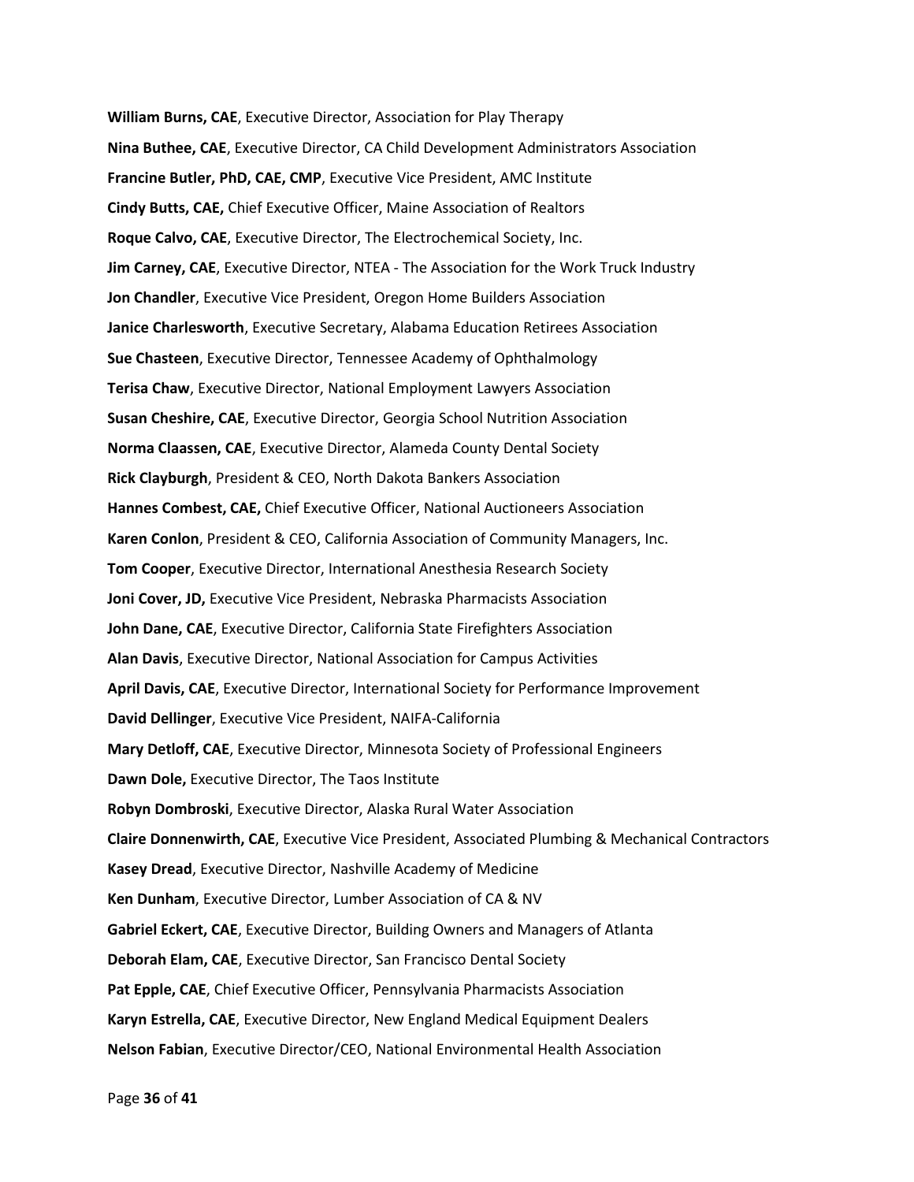**William Burns, CAE**, Executive Director, Association for Play Therapy

**Nina Buthee, CAE**, Executive Director, CA Child Development Administrators Association

**Francine Butler, PhD, CAE, CMP**, Executive Vice President, AMC Institute

**Cindy Butts, CAE,** Chief Executive Officer, Maine Association of Realtors

**Roque Calvo, CAE**, Executive Director, The Electrochemical Society, Inc.

**Jim Carney, CAE**, Executive Director, NTEA - The Association for the Work Truck Industry

**Jon Chandler**, Executive Vice President, Oregon Home Builders Association

**Janice Charlesworth**, Executive Secretary, Alabama Education Retirees Association

**Sue Chasteen**, Executive Director, Tennessee Academy of Ophthalmology

**Terisa Chaw**, Executive Director, National Employment Lawyers Association

**Susan Cheshire, CAE**, Executive Director, Georgia School Nutrition Association

**Norma Claassen, CAE**, Executive Director, Alameda County Dental Society

**Rick Clayburgh**, President & CEO, North Dakota Bankers Association

**Hannes Combest, CAE,** Chief Executive Officer, National Auctioneers Association

**Karen Conlon**, President & CEO, California Association of Community Managers, Inc.

**Tom Cooper**, Executive Director, International Anesthesia Research Society

**Joni Cover, JD,** Executive Vice President, Nebraska Pharmacists Association

**John Dane, CAE**, Executive Director, California State Firefighters Association

**Alan Davis**, Executive Director, National Association for Campus Activities

**April Davis, CAE**, Executive Director, International Society for Performance Improvement

**David Dellinger**, Executive Vice President, NAIFA-California

**Mary Detloff, CAE**, Executive Director, Minnesota Society of Professional Engineers

**Dawn Dole,** Executive Director, The Taos Institute

**Robyn Dombroski**, Executive Director, Alaska Rural Water Association

**Claire Donnenwirth, CAE**, Executive Vice President, Associated Plumbing & Mechanical Contractors

**Kasey Dread**, Executive Director, Nashville Academy of Medicine

**Ken Dunham**, Executive Director, Lumber Association of CA & NV

**Gabriel Eckert, CAE**, Executive Director, Building Owners and Managers of Atlanta

**Deborah Elam, CAE**, Executive Director, San Francisco Dental Society

**Pat Epple, CAE**, Chief Executive Officer, Pennsylvania Pharmacists Association

**Karyn Estrella, CAE**, Executive Director, New England Medical Equipment Dealers

**Nelson Fabian**, Executive Director/CEO, National Environmental Health Association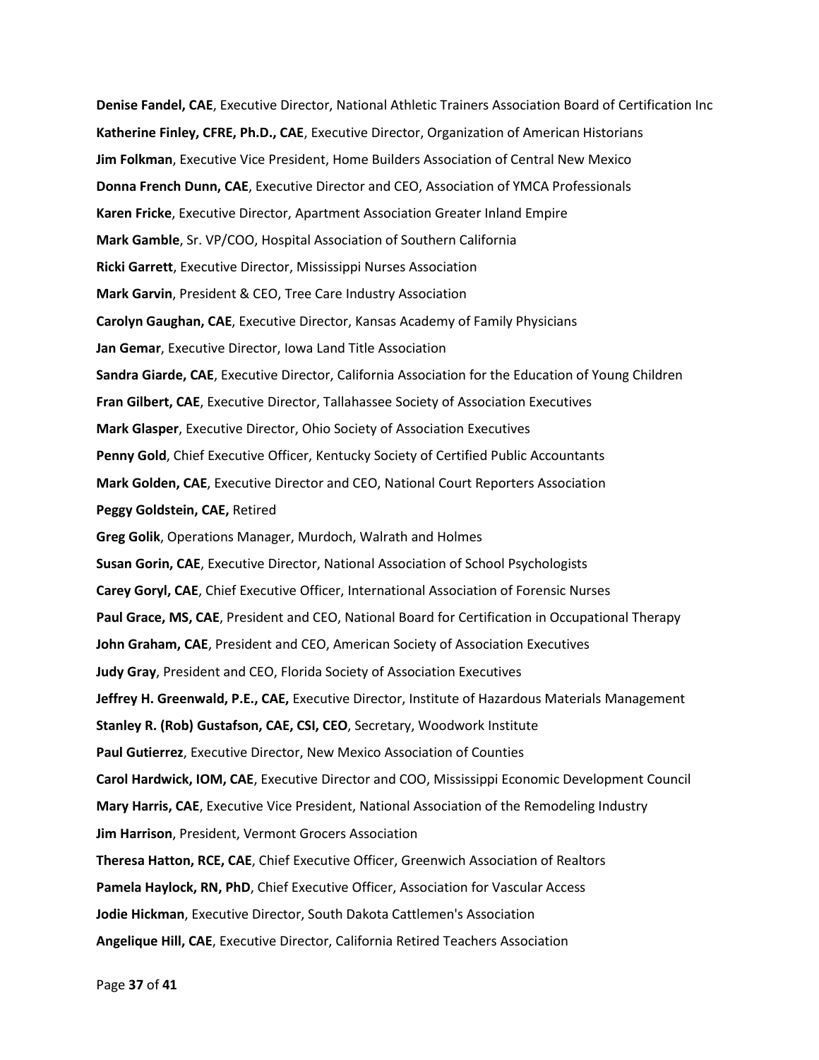**Denise Fandel, CAE**, Executive Director, National Athletic Trainers Association Board of Certification Inc

**Katherine Finley, CFRE, Ph.D., CAE**, Executive Director, Organization of American Historians

**Jim Folkman**, Executive Vice President, Home Builders Association of Central New Mexico

**Donna French Dunn, CAE**, Executive Director and CEO, Association of YMCA Professionals

**Karen Fricke**, Executive Director, Apartment Association Greater Inland Empire

**Mark Gamble**, Sr. VP/COO, Hospital Association of Southern California

**Ricki Garrett**, Executive Director, Mississippi Nurses Association

**Mark Garvin**, President & CEO, Tree Care Industry Association

**Carolyn Gaughan, CAE**, Executive Director, Kansas Academy of Family Physicians

**Jan Gemar**, Executive Director, Iowa Land Title Association

**Sandra Giarde, CAE**, Executive Director, California Association for the Education of Young Children

**Fran Gilbert, CAE**, Executive Director, Tallahassee Society of Association Executives

**Mark Glasper**, Executive Director, Ohio Society of Association Executives

**Penny Gold**, Chief Executive Officer, Kentucky Society of Certified Public Accountants

**Mark Golden, CAE**, Executive Director and CEO, National Court Reporters Association

**Peggy Goldstein, CAE,** Retired

**Greg Golik**, Operations Manager, Murdoch, Walrath and Holmes

**Susan Gorin, CAE**, Executive Director, National Association of School Psychologists

**Carey Goryl, CAE**, Chief Executive Officer, International Association of Forensic Nurses

**Paul Grace, MS, CAE**, President and CEO, National Board for Certification in Occupational Therapy

**John Graham, CAE**, President and CEO, American Society of Association Executives

**Judy Gray**, President and CEO, Florida Society of Association Executives

**Jeffrey H. Greenwald, P.E., CAE,** Executive Director, Institute of Hazardous Materials Management

**Stanley R. (Rob) Gustafson, CAE, CSI, CEO**, Secretary, Woodwork Institute

**Paul Gutierrez**, Executive Director, New Mexico Association of Counties

**Carol Hardwick, IOM, CAE**, Executive Director and COO, Mississippi Economic Development Council

**Mary Harris, CAE**, Executive Vice President, National Association of the Remodeling Industry

**Jim Harrison**, President, Vermont Grocers Association

**Theresa Hatton, RCE, CAE**, Chief Executive Officer, Greenwich Association of Realtors

**Pamela Haylock, RN, PhD**, Chief Executive Officer, Association for Vascular Access

**Jodie Hickman**, Executive Director, South Dakota Cattlemen's Association

**Angelique Hill, CAE**, Executive Director, California Retired Teachers Association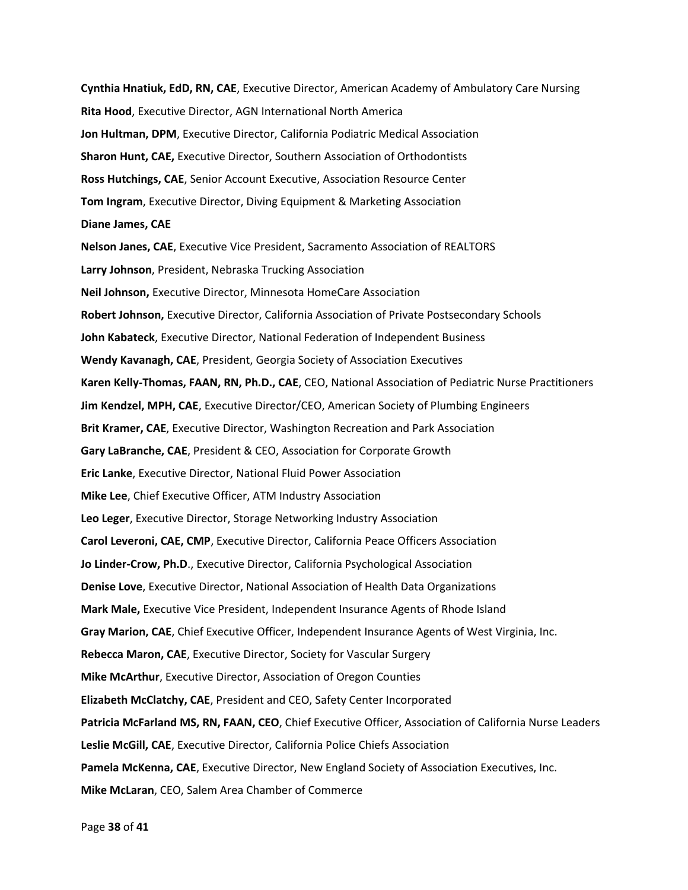**Cynthia Hnatiuk, EdD, RN, CAE**, Executive Director, American Academy of Ambulatory Care Nursing

**Rita Hood**, Executive Director, AGN International North America

**Jon Hultman, DPM**, Executive Director, California Podiatric Medical Association

**Sharon Hunt, CAE,** Executive Director, Southern Association of Orthodontists

**Ross Hutchings, CAE**, Senior Account Executive, Association Resource Center

**Tom Ingram**, Executive Director, Diving Equipment & Marketing Association

**Diane James, CAE**

**Nelson Janes, CAE**, Executive Vice President, Sacramento Association of REALTORS

**Larry Johnson**, President, Nebraska Trucking Association

**Neil Johnson,** Executive Director, Minnesota HomeCare Association

**Robert Johnson,** Executive Director, California Association of Private Postsecondary Schools

**John Kabateck**, Executive Director, National Federation of Independent Business

**Wendy Kavanagh, CAE**, President, Georgia Society of Association Executives

**Karen Kelly-Thomas, FAAN, RN, Ph.D., CAE**, CEO, National Association of Pediatric Nurse Practitioners

**Jim Kendzel, MPH, CAE**, Executive Director/CEO, American Society of Plumbing Engineers

**Brit Kramer, CAE**, Executive Director, Washington Recreation and Park Association

**Gary LaBranche, CAE**, President & CEO, Association for Corporate Growth

**Eric Lanke**, Executive Director, National Fluid Power Association

**Mike Lee**, Chief Executive Officer, ATM Industry Association

**Leo Leger**, Executive Director, Storage Networking Industry Association

**Carol Leveroni, CAE, CMP**, Executive Director, California Peace Officers Association

**Jo Linder-Crow, Ph.D**., Executive Director, California Psychological Association

**Denise Love**, Executive Director, National Association of Health Data Organizations

**Mark Male,** Executive Vice President, Independent Insurance Agents of Rhode Island

**Gray Marion, CAE**, Chief Executive Officer, Independent Insurance Agents of West Virginia, Inc.

**Rebecca Maron, CAE**, Executive Director, Society for Vascular Surgery

**Mike McArthur**, Executive Director, Association of Oregon Counties

**Elizabeth McClatchy, CAE**, President and CEO, Safety Center Incorporated

**Patricia McFarland MS, RN, FAAN, CEO**, Chief Executive Officer, Association of California Nurse Leaders

**Leslie McGill, CAE**, Executive Director, California Police Chiefs Association

**Pamela McKenna, CAE**, Executive Director, New England Society of Association Executives, Inc.

**Mike McLaran**, CEO, Salem Area Chamber of Commerce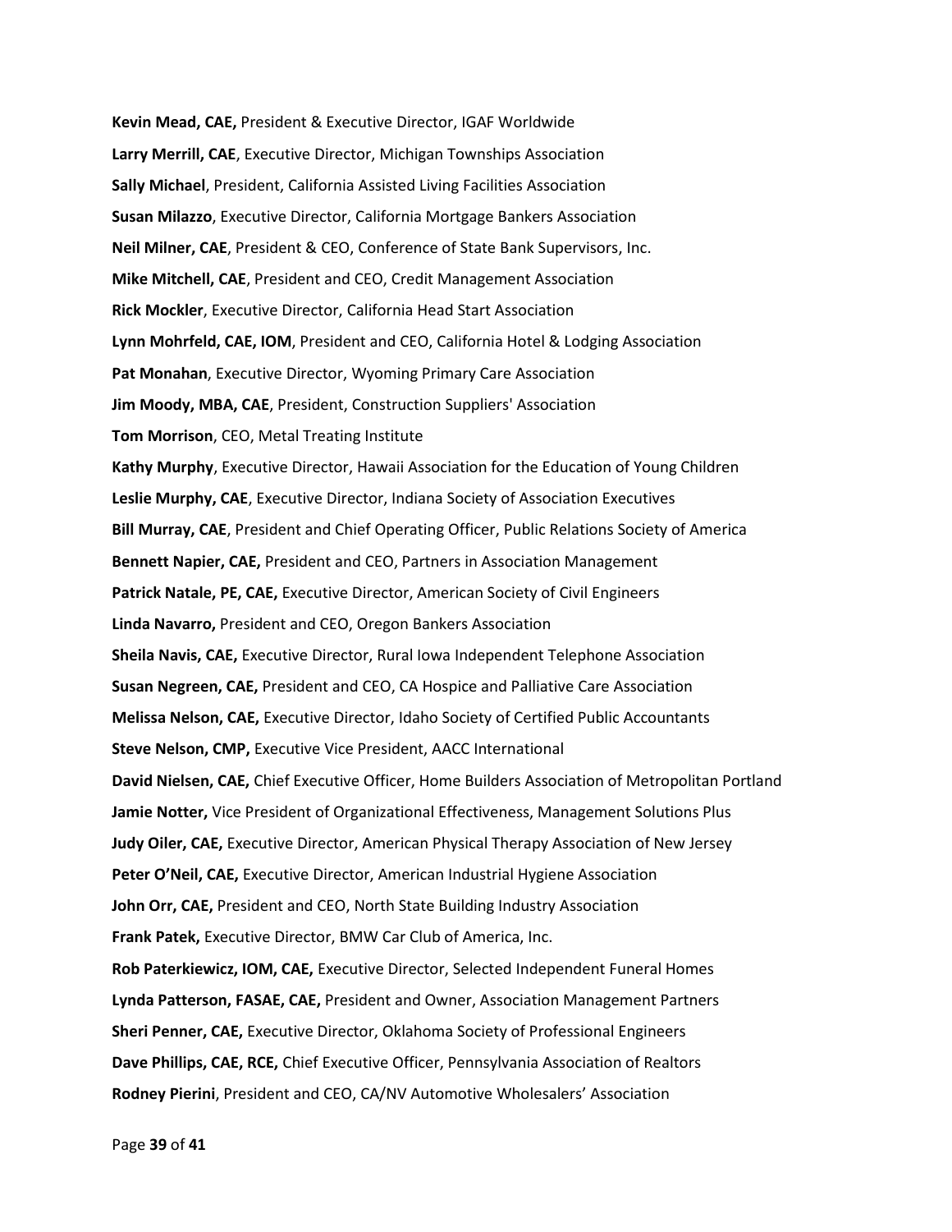**Kevin Mead, CAE,** President & Executive Director, IGAF Worldwide

**Larry Merrill, CAE**, Executive Director, Michigan Townships Association

**Sally Michael**, President, California Assisted Living Facilities Association

**Susan Milazzo**, Executive Director, California Mortgage Bankers Association

**Neil Milner, CAE**, President & CEO, Conference of State Bank Supervisors, Inc.

**Mike Mitchell, CAE**, President and CEO, Credit Management Association

**Rick Mockler**, Executive Director, California Head Start Association

**Lynn Mohrfeld, CAE, IOM**, President and CEO, California Hotel & Lodging Association

**Pat Monahan**, Executive Director, Wyoming Primary Care Association

**Jim Moody, MBA, CAE**, President, Construction Suppliers' Association

**Tom Morrison**, CEO, Metal Treating Institute

**Kathy Murphy**, Executive Director, Hawaii Association for the Education of Young Children

**Leslie Murphy, CAE**, Executive Director, Indiana Society of Association Executives

**Bill Murray, CAE**, President and Chief Operating Officer, Public Relations Society of America

**Bennett Napier, CAE,** President and CEO, Partners in Association Management

**Patrick Natale, PE, CAE,** Executive Director, American Society of Civil Engineers

**Linda Navarro,** President and CEO, Oregon Bankers Association

**Sheila Navis, CAE,** Executive Director, Rural Iowa Independent Telephone Association

**Susan Negreen, CAE,** President and CEO, CA Hospice and Palliative Care Association

**Melissa Nelson, CAE,** Executive Director, Idaho Society of Certified Public Accountants

**Steve Nelson, CMP,** Executive Vice President, AACC International

**David Nielsen, CAE,** Chief Executive Officer, Home Builders Association of Metropolitan Portland

**Jamie Notter,** Vice President of Organizational Effectiveness, Management Solutions Plus

**Judy Oiler, CAE,** Executive Director, American Physical Therapy Association of New Jersey

**Peter O'Neil, CAE,** Executive Director, American Industrial Hygiene Association

**John Orr, CAE,** President and CEO, North State Building Industry Association

**Frank Patek,** Executive Director, BMW Car Club of America, Inc.

**Rob Paterkiewicz, IOM, CAE,** Executive Director, Selected Independent Funeral Homes

**Lynda Patterson, FASAE, CAE,** President and Owner, Association Management Partners

**Sheri Penner, CAE,** Executive Director, Oklahoma Society of Professional Engineers

**Dave Phillips, CAE, RCE,** Chief Executive Officer, Pennsylvania Association of Realtors

**Rodney Pierini**, President and CEO, CA/NV Automotive Wholesalers' Association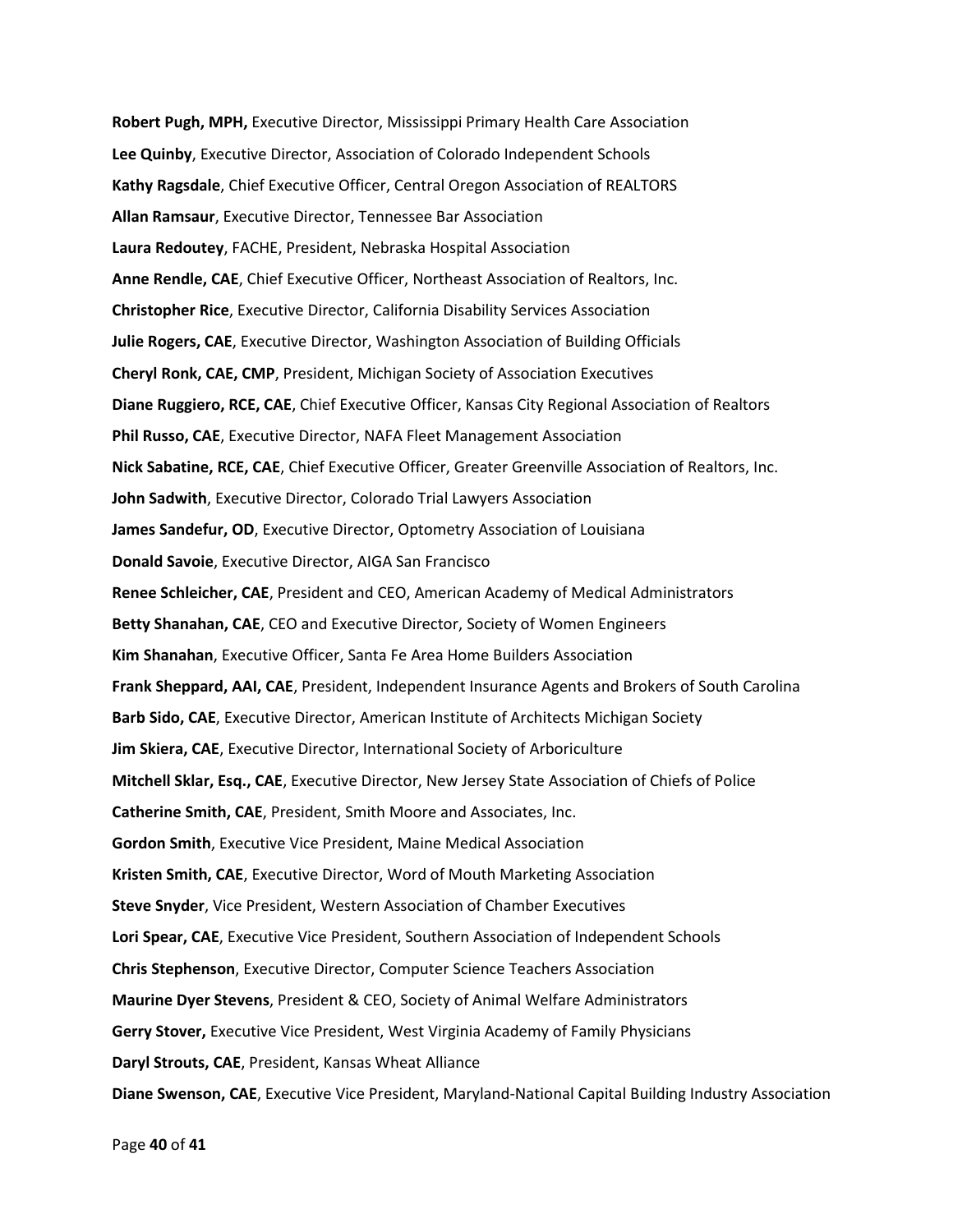**Robert Pugh, MPH,** Executive Director, Mississippi Primary Health Care Association

**Lee Quinby**, Executive Director, Association of Colorado Independent Schools

**Kathy Ragsdale**, Chief Executive Officer, Central Oregon Association of REALTORS

**Allan Ramsaur**, Executive Director, Tennessee Bar Association

**Laura Redoutey**, FACHE, President, Nebraska Hospital Association

**Anne Rendle, CAE**, Chief Executive Officer, Northeast Association of Realtors, Inc.

**Christopher Rice**, Executive Director, California Disability Services Association

**Julie Rogers, CAE**, Executive Director, Washington Association of Building Officials

**Cheryl Ronk, CAE, CMP**, President, Michigan Society of Association Executives

**Diane Ruggiero, RCE, CAE**, Chief Executive Officer, Kansas City Regional Association of Realtors

**Phil Russo, CAE**, Executive Director, NAFA Fleet Management Association

**Nick Sabatine, RCE, CAE**, Chief Executive Officer, Greater Greenville Association of Realtors, Inc.

**John Sadwith**, Executive Director, Colorado Trial Lawyers Association

**James Sandefur, OD**, Executive Director, Optometry Association of Louisiana

**Donald Savoie**, Executive Director, AIGA San Francisco

**Renee Schleicher, CAE**, President and CEO, American Academy of Medical Administrators

**Betty Shanahan, CAE**, CEO and Executive Director, Society of Women Engineers

**Kim Shanahan**, Executive Officer, Santa Fe Area Home Builders Association

**Frank Sheppard, AAI, CAE**, President, Independent Insurance Agents and Brokers of South Carolina

**Barb Sido, CAE**, Executive Director, American Institute of Architects Michigan Society

**Jim Skiera, CAE**, Executive Director, International Society of Arboriculture

**Mitchell Sklar, Esq., CAE**, Executive Director, New Jersey State Association of Chiefs of Police

**Catherine Smith, CAE**, President, Smith Moore and Associates, Inc.

**Gordon Smith**, Executive Vice President, Maine Medical Association

**Kristen Smith, CAE**, Executive Director, Word of Mouth Marketing Association

**Steve Snyder**, Vice President, Western Association of Chamber Executives

**Lori Spear, CAE**, Executive Vice President, Southern Association of Independent Schools

**Chris Stephenson**, Executive Director, Computer Science Teachers Association

**Maurine Dyer Stevens**, President & CEO, Society of Animal Welfare Administrators

**Gerry Stover,** Executive Vice President, West Virginia Academy of Family Physicians

**Daryl Strouts, CAE**, President, Kansas Wheat Alliance

**Diane Swenson, CAE**, Executive Vice President, Maryland-National Capital Building Industry Association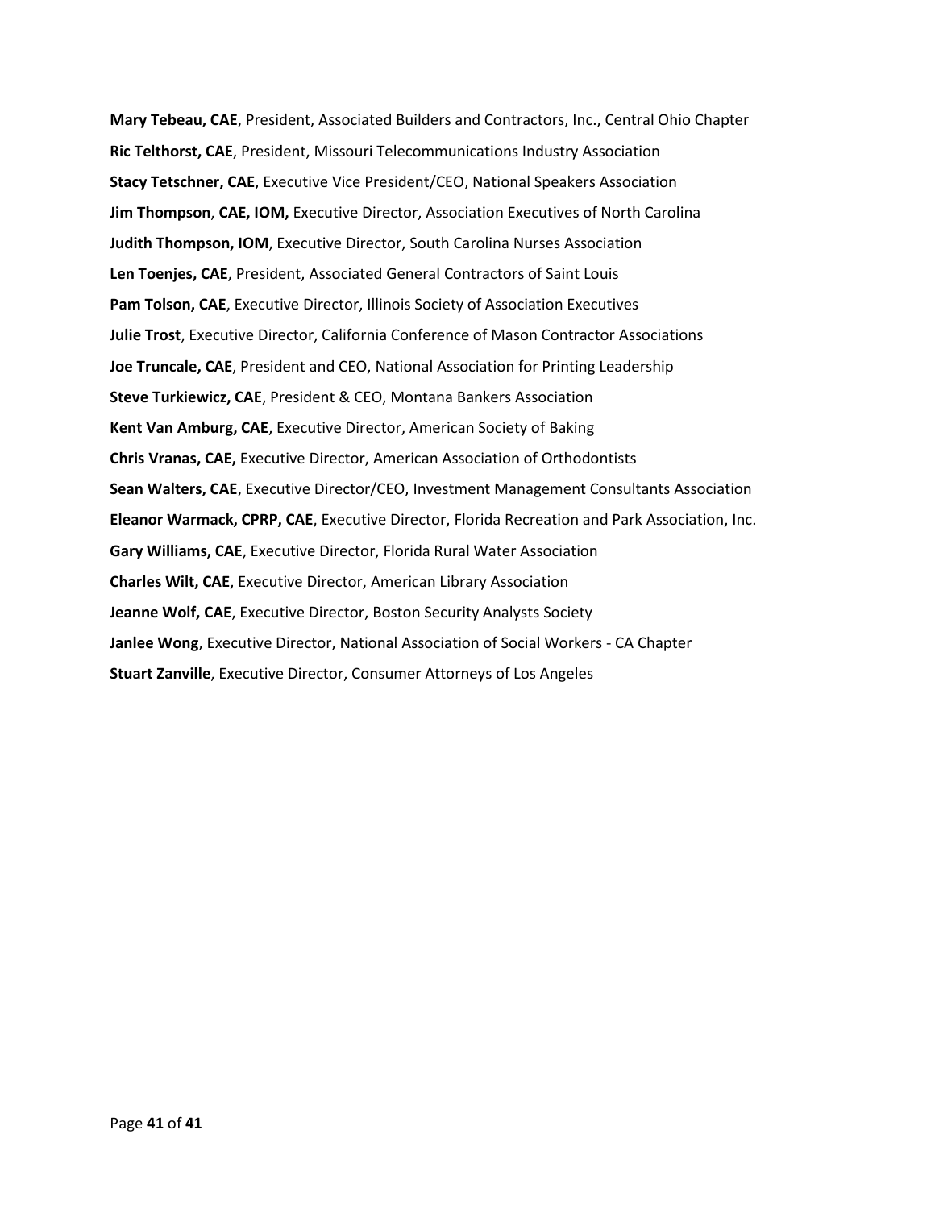**Mary Tebeau, CAE**, President, Associated Builders and Contractors, Inc., Central Ohio Chapter

**Ric Telthorst, CAE**, President, Missouri Telecommunications Industry Association

**Stacy Tetschner, CAE**, Executive Vice President/CEO, National Speakers Association

**Jim Thompson**, **CAE, IOM,** Executive Director, Association Executives of North Carolina

**Judith Thompson, IOM**, Executive Director, South Carolina Nurses Association

**Len Toenjes, CAE**, President, Associated General Contractors of Saint Louis

**Pam Tolson, CAE**, Executive Director, Illinois Society of Association Executives

**Julie Trost**, Executive Director, California Conference of Mason Contractor Associations

**Joe Truncale, CAE**, President and CEO, National Association for Printing Leadership

**Steve Turkiewicz, CAE**, President & CEO, Montana Bankers Association

**Kent Van Amburg, CAE**, Executive Director, American Society of Baking

**Chris Vranas, CAE,** Executive Director, American Association of Orthodontists

**Sean Walters, CAE**, Executive Director/CEO, Investment Management Consultants Association

**Eleanor Warmack, CPRP, CAE**, Executive Director, Florida Recreation and Park Association, Inc.

**Gary Williams, CAE**, Executive Director, Florida Rural Water Association

**Charles Wilt, CAE**, Executive Director, American Library Association

**Jeanne Wolf, CAE**, Executive Director, Boston Security Analysts Society

**Janlee Wong**, Executive Director, National Association of Social Workers - CA Chapter

**Stuart Zanville**, Executive Director, Consumer Attorneys of Los Angeles